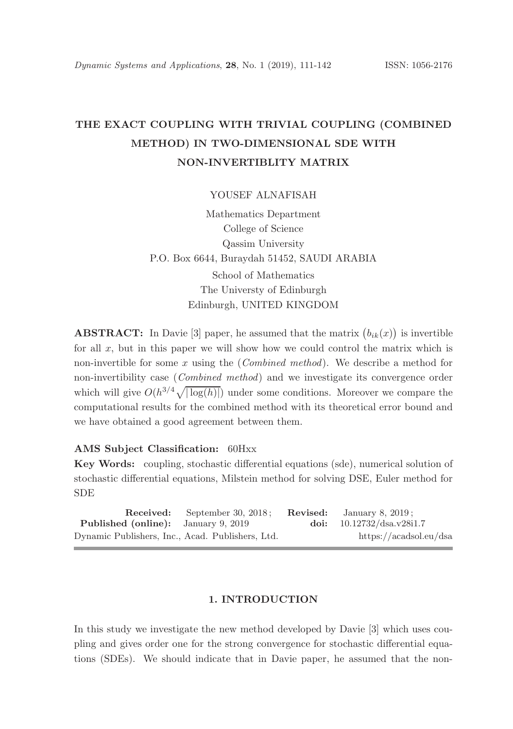# THE EXACT COUPLING WITH TRIVIAL COUPLING (COMBINED METHOD) IN TWO-DIMENSIONAL SDE WITH NON-INVERTIBLITY MATRIX

YOUSEF ALNAFISAH

Mathematics Department
College of Science
Qassim University
P.O. Box 6644, Buraydah 51452, SAUDI ARABIA

School of Mathematics
The Universty of Edinburgh
Edinburgh, UNITED KINGDOM

**ABSTRACT:** In Davie [3] paper, he assumed that the matrix $\big(b_{ik}(x)\big)$ is invertible for all $x$, but in this paper we will show how we could control the matrix which is non-invertible for some $x$ using the (*Combined method*). We describe a method for non-invertibility case (*Combined method*) and we investigate its convergence order which will give $O(h^{3/4}\sqrt{|\log(h)|})$ under some conditions. Moreover we compare the computational results for the combined method with its theoretical error bound and we have obtained a good agreement between them.

**AMS Subject Classification:** 60Hxx

**Key Words:** coupling, stochastic differential equations (sde), numerical solution of stochastic differential equations, Milstein method for solving DSE, Euler method for SDE

| | | | |
|---|---|---|---|
| **Received:** | September 30, 2018; | **Revised:** | January 8, 2019; |
| **Published (online):** | January 9, 2019 | **doi:** | 10.12732/dsa.v28i1.7 |

Dynamic Publishers, Inc., Acad. Publishers, Ltd. https://acadsol.eu/dsa

## 1. INTRODUCTION

In this study we investigate the new method developed by Davie [3] which uses coupling and gives order one for the strong convergence for stochastic differential equations (SDEs). We should indicate that in Davie paper, he assumed that the non-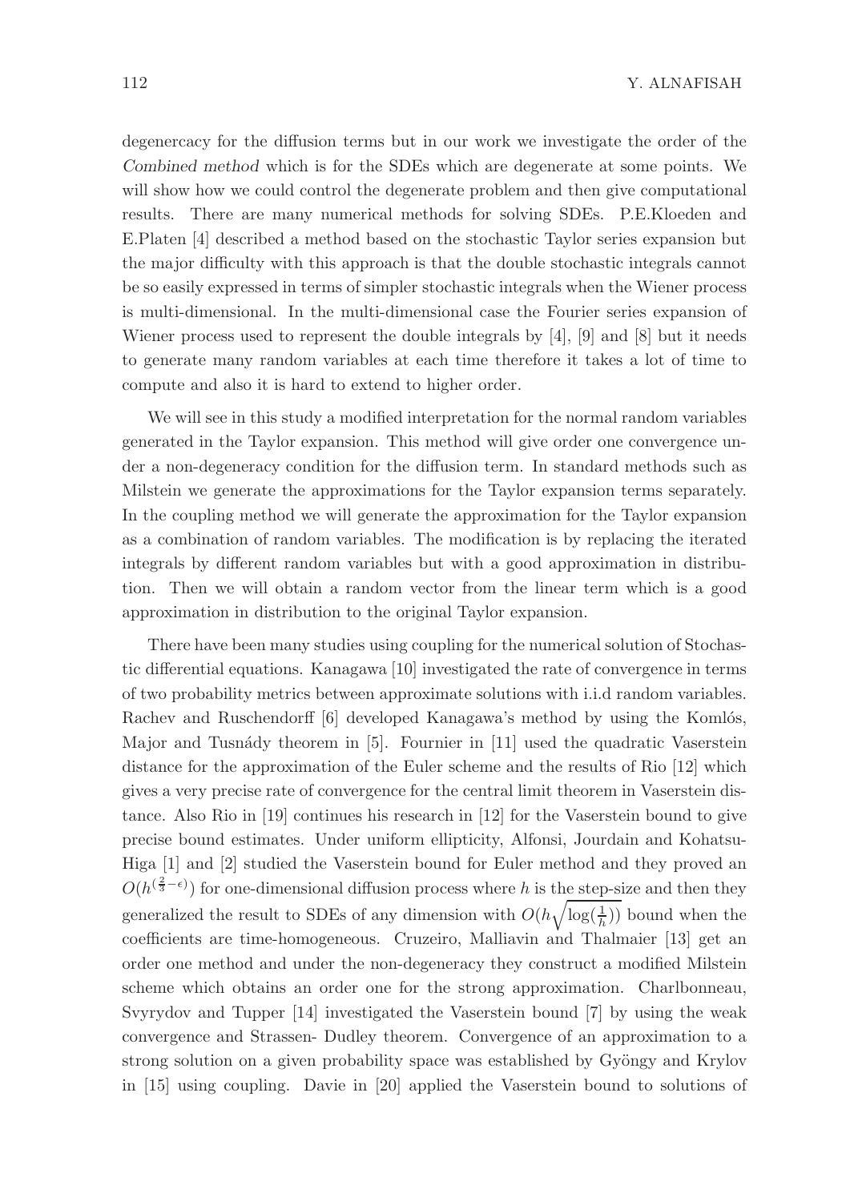degenercacy for the diffusion terms but in our work we investigate the order of the *Combined method* which is for the SDEs which are degenerate at some points. We will show how we could control the degenerate problem and then give computational results. There are many numerical methods for solving SDEs. P.E.Kloeden and E.Platen [4] described a method based on the stochastic Taylor series expansion but the major difficulty with this approach is that the double stochastic integrals cannot be so easily expressed in terms of simpler stochastic integrals when the Wiener process is multi-dimensional. In the multi-dimensional case the Fourier series expansion of Wiener process used to represent the double integrals by [4], [9] and [8] but it needs to generate many random variables at each time therefore it takes a lot of time to compute and also it is hard to extend to higher order.

We will see in this study a modified interpretation for the normal random variables generated in the Taylor expansion. This method will give order one convergence under a non-degeneracy condition for the diffusion term. In standard methods such as Milstein we generate the approximations for the Taylor expansion terms separately. In the coupling method we will generate the approximation for the Taylor expansion as a combination of random variables. The modification is by replacing the iterated integrals by different random variables but with a good approximation in distribution. Then we will obtain a random vector from the linear term which is a good approximation in distribution to the original Taylor expansion.

There have been many studies using coupling for the numerical solution of Stochastic differential equations. Kanagawa [10] investigated the rate of convergence in terms of two probability metrics between approximate solutions with i.i.d random variables. Rachev and Ruschendorff [6] developed Kanagawa's method by using the Komlós, Major and Tusnády theorem in [5]. Fournier in [11] used the quadratic Vaserstein distance for the approximation of the Euler scheme and the results of Rio [12] which gives a very precise rate of convergence for the central limit theorem in Vaserstein distance. Also Rio in [19] continues his research in [12] for the Vaserstein bound to give precise bound estimates. Under uniform ellipticity, Alfonsi, Jourdain and Kohatsu-Higa [1] and [2] studied the Vaserstein bound for Euler method and they proved an $O(h^{(\frac{2}{3}-\epsilon)})$ for one-dimensional diffusion process where $h$ is the step-size and then they generalized the result to SDEs of any dimension with $O(h\sqrt{\log(\frac{1}{h})})$ bound when the coefficients are time-homogeneous. Cruzeiro, Malliavin and Thalmaier [13] get an order one method and under the non-degeneracy they construct a modified Milstein scheme which obtains an order one for the strong approximation. Charlbonneau, Svyrydov and Tupper [14] investigated the Vaserstein bound [7] by using the weak convergence and Strassen- Dudley theorem. Convergence of an approximation to a strong solution on a given probability space was established by Gyöngy and Krylov in [15] using coupling. Davie in [20] applied the Vaserstein bound to solutions of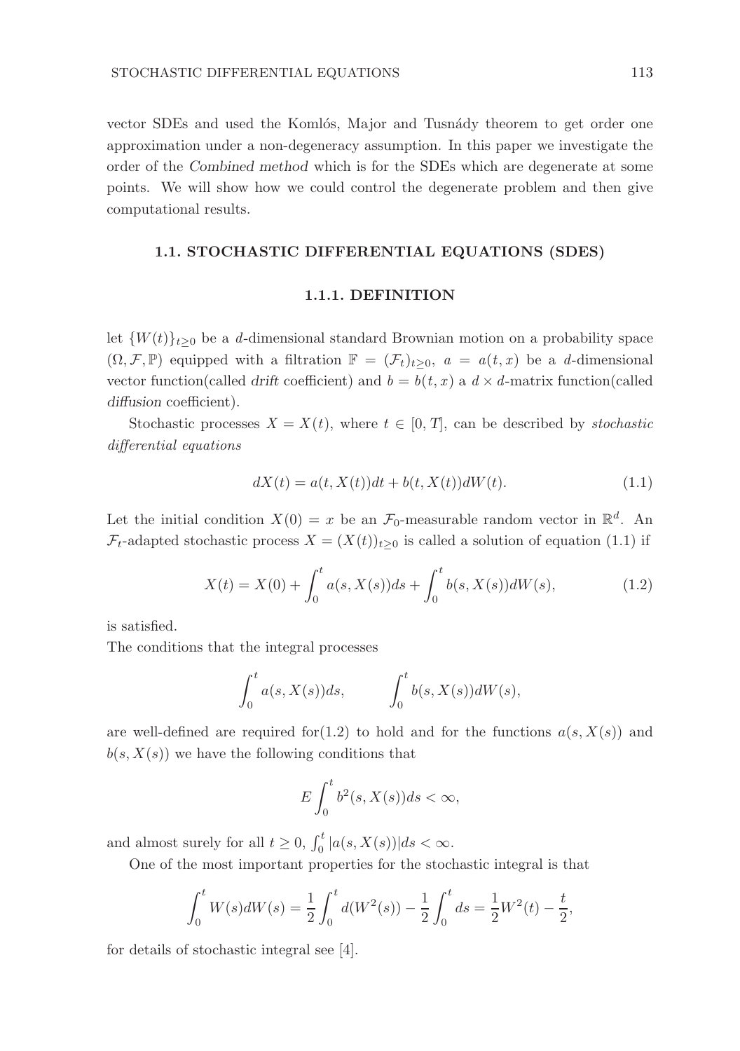vector SDEs and used the Komlós, Major and Tusnády theorem to get order one approximation under a non-degeneracy assumption. In this paper we investigate the order of the *Combined method* which is for the SDEs which are degenerate at some points. We will show how we could control the degenerate problem and then give computational results.

## 1.1. STOCHASTIC DIFFERENTIAL EQUATIONS (SDES)

### 1.1.1. DEFINITION

let $\{W(t)\}_{t\geq 0}$ be a $d$-dimensional standard Brownian motion on a probability space $(\Omega, \mathcal{F}, \mathbb{P})$ equipped with a filtration $\mathbb{F} = (\mathcal{F}_t)_{t\geq 0}$, $a = a(t,x)$ be a $d$-dimensional vector function(called *drift* coefficient) and $b = b(t,x)$ a $d \times d$-matrix function(called *diffusion* coefficient).

Stochastic processes $X = X(t)$, where $t \in [0, T]$, can be described by *stochastic differential equations*

$$dX(t) = a(t, X(t))dt + b(t, X(t))dW(t). \tag{1.1}$$

Let the initial condition $X(0) = x$ be an $\mathcal{F}_0$-measurable random vector in $\mathbb{R}^d$. An $\mathcal{F}_t$-adapted stochastic process $X = (X(t))_{t\geq 0}$ is called a solution of equation (1.1) if

$$X(t) = X(0) + \int_0^t a(s, X(s))ds + \int_0^t b(s, X(s))dW(s), \tag{1.2}$$

is satisfied.

The conditions that the integral processes

$$\int_0^t a(s, X(s))ds, \qquad \int_0^t b(s, X(s))dW(s),$$

are well-defined are required for(1.2) to hold and for the functions $a(s, X(s))$ and $b(s, X(s))$ we have the following conditions that

$$E\int_0^t b^2(s, X(s))ds < \infty,$$

and almost surely for all $t \geq 0$, $\int_0^t |a(s, X(s))|ds < \infty$.

One of the most important properties for the stochastic integral is that

$$\int_0^t W(s)dW(s) = \frac{1}{2}\int_0^t d(W^2(s)) - \frac{1}{2}\int_0^t ds = \frac{1}{2}W^2(t) - \frac{t}{2},$$

for details of stochastic integral see [4].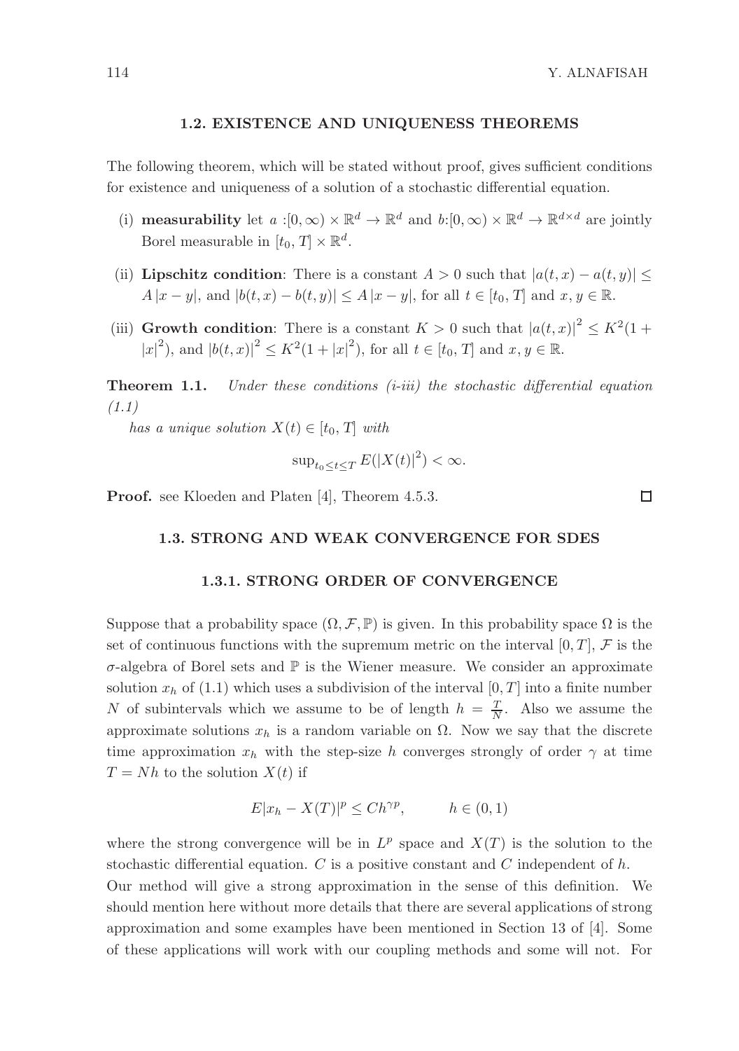## 1.2. EXISTENCE AND UNIQUENESS THEOREMS

The following theorem, which will be stated without proof, gives sufficient conditions for existence and uniqueness of a solution of a stochastic differential equation.

(i) **measurability** let $a : [0,\infty) \times \mathbb{R}^d \to \mathbb{R}^d$ and $b : [0,\infty) \times \mathbb{R}^d \to \mathbb{R}^{d\times d}$ are jointly Borel measurable in $[t_0, T] \times \mathbb{R}^d$.

(ii) **Lipschitz condition**: There is a constant $A > 0$ such that $|a(t,x) - a(t,y)| \leq A\,|x - y|$, and $|b(t,x) - b(t,y)| \leq A\,|x - y|$, for all $t \in [t_0, T]$ and $x, y \in \mathbb{R}$.

(iii) **Growth condition**: There is a constant $K > 0$ such that $|a(t,x)|^2 \leq K^2(1 + |x|^2)$, and $|b(t,x)|^2 \leq K^2(1 + |x|^2)$, for all $t \in [t_0, T]$ and $x, y \in \mathbb{R}$.

**Theorem 1.1.** *Under these conditions (i-iii) the stochastic differential equation (1.1)*

*has a unique solution* $X(t) \in [t_0, T]$ *with*

$$\sup_{t_0 \leq t \leq T} E(|X(t)|^2) < \infty.$$

**Proof.** see Kloeden and Platen [4], Theorem 4.5.3. □

## 1.3. STRONG AND WEAK CONVERGENCE FOR SDES

### 1.3.1. STRONG ORDER OF CONVERGENCE

Suppose that a probability space $(\Omega, \mathcal{F}, \mathbb{P})$ is given. In this probability space $\Omega$ is the set of continuous functions with the supremum metric on the interval $[0, T]$, $\mathcal{F}$ is the $\sigma$-algebra of Borel sets and $\mathbb{P}$ is the Wiener measure. We consider an approximate solution $x_h$ of (1.1) which uses a subdivision of the interval $[0, T]$ into a finite number $N$ of subintervals which we assume to be of length $h = \frac{T}{N}$. Also we assume the approximate solutions $x_h$ is a random variable on $\Omega$. Now we say that the discrete time approximation $x_h$ with the step-size $h$ converges strongly of order $\gamma$ at time $T = Nh$ to the solution $X(t)$ if

$$E|x_h - X(T)|^p \leq Ch^{\gamma p}, \qquad h \in (0, 1)$$

where the strong convergence will be in $L^p$ space and $X(T)$ is the solution to the stochastic differential equation. $C$ is a positive constant and $C$ independent of $h$.

Our method will give a strong approximation in the sense of this definition. We should mention here without more details that there are several applications of strong approximation and some examples have been mentioned in Section 13 of [4]. Some of these applications will work with our coupling methods and some will not. For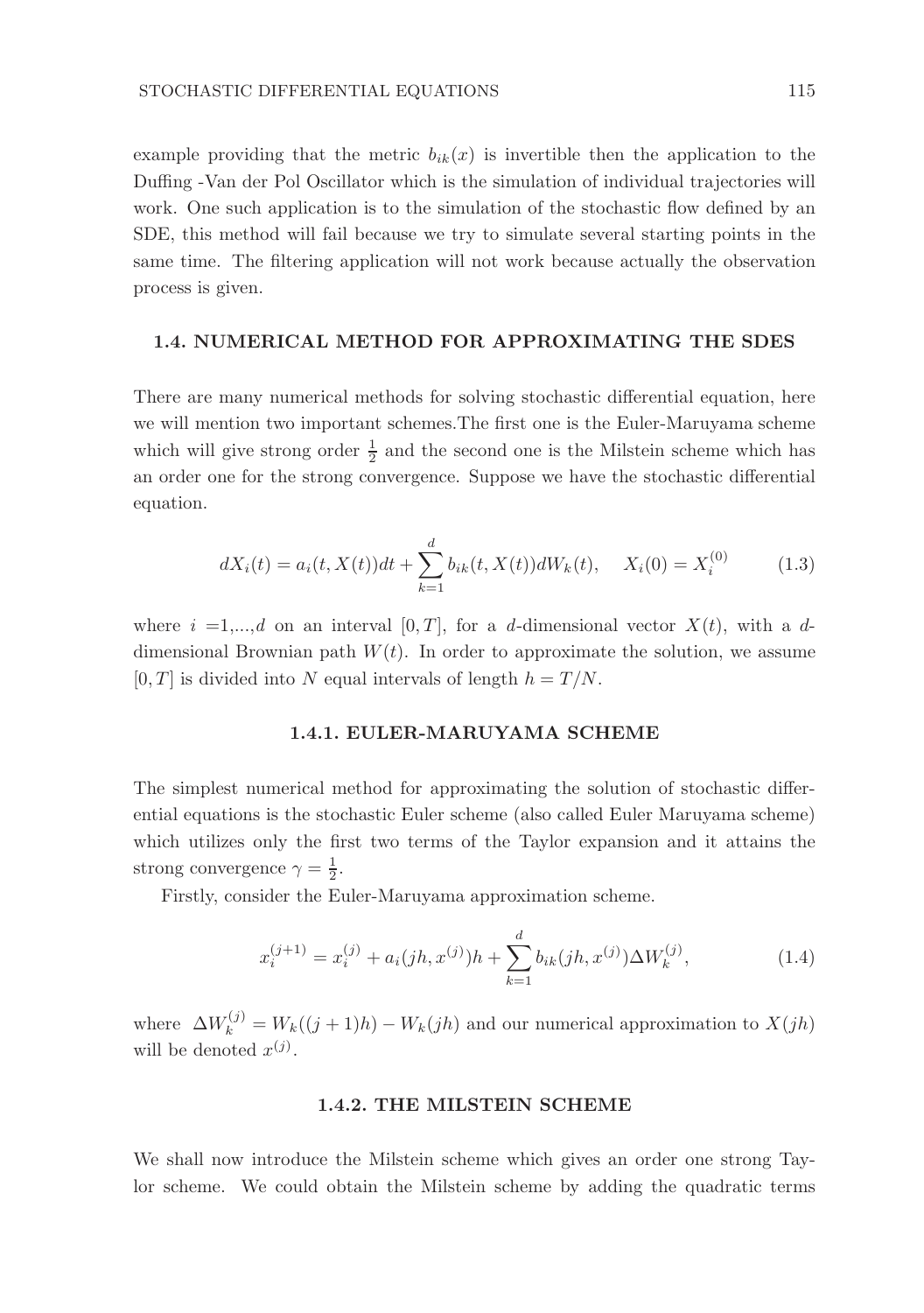example providing that the metric $b_{ik}(x)$ is invertible then the application to the Duffing -Van der Pol Oscillator which is the simulation of individual trajectories will work. One such application is to the simulation of the stochastic flow defined by an SDE, this method will fail because we try to simulate several starting points in the same time. The filtering application will not work because actually the observation process is given.

## 1.4. NUMERICAL METHOD FOR APPROXIMATING THE SDES

There are many numerical methods for solving stochastic differential equation, here we will mention two important schemes.The first one is the Euler-Maruyama scheme which will give strong order $\frac{1}{2}$ and the second one is the Milstein scheme which has an order one for the strong convergence. Suppose we have the stochastic differential equation.

$$dX_i(t) = a_i(t, X(t))dt + \sum_{k=1}^{d} b_{ik}(t, X(t))dW_k(t), \quad X_i(0) = X_i^{(0)} \tag{1.3}$$

where $i$ =1,...,$d$ on an interval $[0, T]$, for a $d$-dimensional vector $X(t)$, with a $d$-dimensional Brownian path $W(t)$. In order to approximate the solution, we assume $[0, T]$ is divided into $N$ equal intervals of length $h = T/N$.

### 1.4.1. EULER-MARUYAMA SCHEME

The simplest numerical method for approximating the solution of stochastic differential equations is the stochastic Euler scheme (also called Euler Maruyama scheme) which utilizes only the first two terms of the Taylor expansion and it attains the strong convergence $\gamma = \frac{1}{2}$.

Firstly, consider the Euler-Maruyama approximation scheme.

$$x_i^{(j+1)} = x_i^{(j)} + a_i(jh, x^{(j)})h + \sum_{k=1}^{d} b_{ik}(jh, x^{(j)})\Delta W_k^{(j)}, \tag{1.4}$$

where $\Delta W_k^{(j)} = W_k((j+1)h) - W_k(jh)$ and our numerical approximation to $X(jh)$ will be denoted $x^{(j)}$.

### 1.4.2. THE MILSTEIN SCHEME

We shall now introduce the Milstein scheme which gives an order one strong Taylor scheme. We could obtain the Milstein scheme by adding the quadratic terms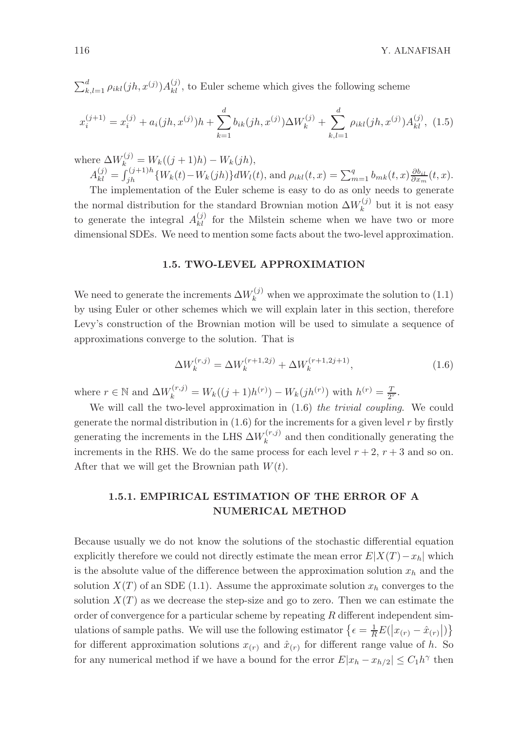$\sum_{k,l=1}^{d} \rho_{ikl}(jh, x^{(j)}) A_{kl}^{(j)}$, to Euler scheme which gives the following scheme

$$x_i^{(j+1)} = x_i^{(j)} + a_i(jh, x^{(j)})h + \sum_{k=1}^{d} b_{ik}(jh, x^{(j)}) \Delta W_k^{(j)} + \sum_{k,l=1}^{d} \rho_{ikl}(jh, x^{(j)}) A_{kl}^{(j)}, \quad (1.5)$$

where $\Delta W_k^{(j)} = W_k((j+1)h) - W_k(jh)$,

$A_{kl}^{(j)} = \int_{jh}^{(j+1)h} \{W_k(t) - W_k(jh)\} dW_l(t)$, and $\rho_{ikl}(t,x) = \sum_{m=1}^{q} b_{mk}(t,x) \frac{\partial b_{il}}{\partial x_m}(t,x)$.

The implementation of the Euler scheme is easy to do as only needs to generate the normal distribution for the standard Brownian motion $\Delta W_k^{(j)}$ but it is not easy to generate the integral $A_{kl}^{(j)}$ for the Milstein scheme when we have two or more dimensional SDEs. We need to mention some facts about the two-level approximation.

## 1.5. TWO-LEVEL APPROXIMATION

We need to generate the increments $\Delta W_k^{(j)}$ when we approximate the solution to (1.1) by using Euler or other schemes which we will explain later in this section, therefore Levy's construction of the Brownian motion will be used to simulate a sequence of approximations converge to the solution. That is

$$\Delta W_k^{(r,j)} = \Delta W_k^{(r+1,2j)} + \Delta W_k^{(r+1,2j+1)}, \quad (1.6)$$

where $r \in \mathbb{N}$ and $\Delta W_k^{(r,j)} = W_k((j+1)h^{(r)}) - W_k(jh^{(r)})$ with $h^{(r)} = \frac{T}{2^r}$.

We will call the two-level approximation in (1.6) *the trivial coupling*. We could generate the normal distribution in (1.6) for the increments for a given level $r$ by firstly generating the increments in the LHS $\Delta W_k^{(r,j)}$ and then conditionally generating the increments in the RHS. We do the same process for each level $r+2$, $r+3$ and so on. After that we will get the Brownian path $W(t)$.

### 1.5.1. EMPIRICAL ESTIMATION OF THE ERROR OF A NUMERICAL METHOD

Because usually we do not know the solutions of the stochastic differential equation explicitly therefore we could not directly estimate the mean error $E|X(T) - x_h|$ which is the absolute value of the difference between the approximation solution $x_h$ and the solution $X(T)$ of an SDE (1.1). Assume the approximate solution $x_h$ converges to the solution $X(T)$ as we decrease the step-size and go to zero. Then we can estimate the order of convergence for a particular scheme by repeating $R$ different independent simulations of sample paths. We will use the following estimator $\left\{ \epsilon = \frac{1}{R} E(\left| x_{(r)} - \hat{x}_{(r)} \right|) \right\}$ for different approximation solutions $x_{(r)}$ and $\hat{x}_{(r)}$ for different range value of $h$. So for any numerical method if we have a bound for the error $E|x_h - x_{h/2}| \leq C_1 h^{\gamma}$ then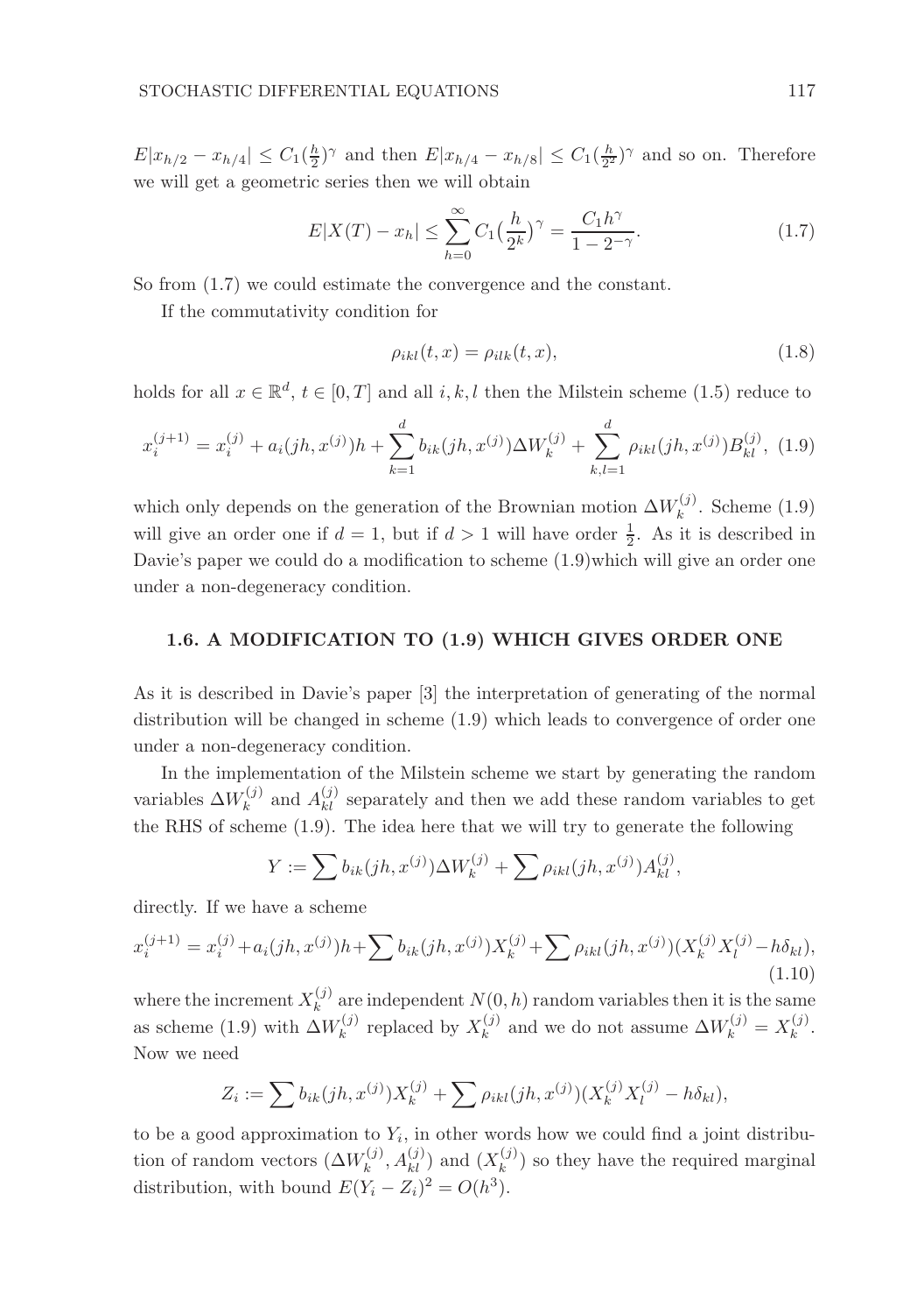$E|x_{h/2} - x_{h/4}| \leq C_1(\frac{h}{2})^\gamma$ and then $E|x_{h/4} - x_{h/8}| \leq C_1(\frac{h}{2^2})^\gamma$ and so on. Therefore we will get a geometric series then we will obtain

$$E|X(T) - x_h| \leq \sum_{h=0}^{\infty} C_1\big(\frac{h}{2^k}\big)^\gamma = \frac{C_1 h^\gamma}{1 - 2^{-\gamma}}. \tag{1.7}$$

So from (1.7) we could estimate the convergence and the constant.

If the commutativity condition for

$$\rho_{ikl}(t, x) = \rho_{ilk}(t, x), \tag{1.8}$$

holds for all $x \in \mathbb{R}^d$, $t \in [0, T]$ and all $i, k, l$ then the Milstein scheme (1.5) reduce to

$$x_i^{(j+1)} = x_i^{(j)} + a_i(jh, x^{(j)})h + \sum_{k=1}^{d} b_{ik}(jh, x^{(j)})\Delta W_k^{(j)} + \sum_{k,l=1}^{d} \rho_{ikl}(jh, x^{(j)})B_{kl}^{(j)}, \tag{1.9}$$

which only depends on the generation of the Brownian motion $\Delta W_k^{(j)}$. Scheme (1.9) will give an order one if $d = 1$, but if $d > 1$ will have order $\frac{1}{2}$. As it is described in Davie's paper we could do a modification to scheme (1.9)which will give an order one under a non-degeneracy condition.

### 1.6. A MODIFICATION TO (1.9) WHICH GIVES ORDER ONE

As it is described in Davie's paper [3] the interpretation of generating of the normal distribution will be changed in scheme (1.9) which leads to convergence of order one under a non-degeneracy condition.

In the implementation of the Milstein scheme we start by generating the random variables $\Delta W_k^{(j)}$ and $A_{kl}^{(j)}$ separately and then we add these random variables to get the RHS of scheme (1.9). The idea here that we will try to generate the following

$$Y := \sum b_{ik}(jh, x^{(j)})\Delta W_k^{(j)} + \sum \rho_{ikl}(jh, x^{(j)})A_{kl}^{(j)},$$

directly. If we have a scheme

$$x_i^{(j+1)} = x_i^{(j)} + a_i(jh, x^{(j)})h + \sum b_{ik}(jh, x^{(j)})X_k^{(j)} + \sum \rho_{ikl}(jh, x^{(j)})(X_k^{(j)}X_l^{(j)} - h\delta_{kl}), \tag{1.10}$$

where the increment $X_k^{(j)}$ are independent $N(0, h)$ random variables then it is the same as scheme (1.9) with $\Delta W_k^{(j)}$ replaced by $X_k^{(j)}$ and we do not assume $\Delta W_k^{(j)} = X_k^{(j)}$. Now we need

$$Z_i := \sum b_{ik}(jh, x^{(j)})X_k^{(j)} + \sum \rho_{ikl}(jh, x^{(j)})(X_k^{(j)}X_l^{(j)} - h\delta_{kl}),$$

to be a good approximation to $Y_i$, in other words how we could find a joint distribution of random vectors $(\Delta W_k^{(j)}, A_{kl}^{(j)})$ and $(X_k^{(j)})$ so they have the required marginal distribution, with bound $E(Y_i - Z_i)^2 = O(h^3)$.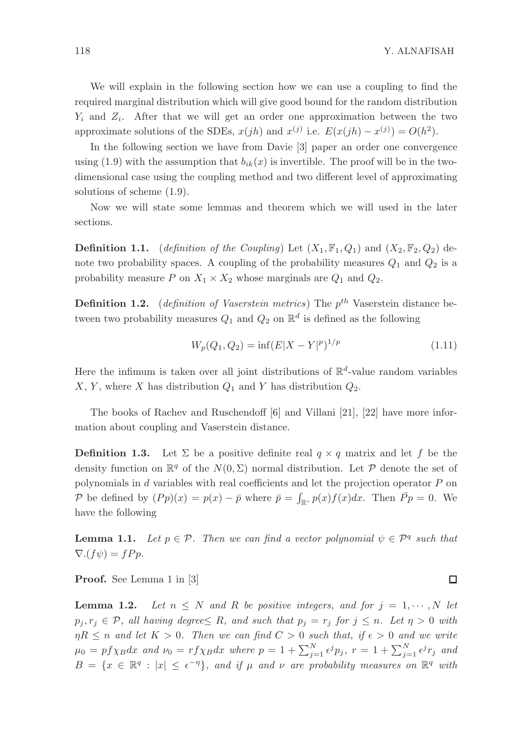We will explain in the following section how we can use a coupling to find the required marginal distribution which will give good bound for the random distribution $Y_i$ and $Z_i$. After that we will get an order one approximation between the two approximate solutions of the SDEs, $x(jh)$ and $x^{(j)}$ i.e. $E(x(jh) - x^{(j)}) = O(h^2)$.

In the following section we have from Davie [3] paper an order one convergence using (1.9) with the assumption that $b_{ik}(x)$ is invertible. The proof will be in the two-dimensional case using the coupling method and two different level of approximating solutions of scheme (1.9).

Now we will state some lemmas and theorem which we will used in the later sections.

**Definition 1.1.** (*definition of the Coupling*) Let $(X_1, \mathbb{F}_1, Q_1)$ and $(X_2, \mathbb{F}_2, Q_2)$ denote two probability spaces. A coupling of the probability measures $Q_1$ and $Q_2$ is a probability measure $P$ on $X_1 \times X_2$ whose marginals are $Q_1$ and $Q_2$.

**Definition 1.2.** (*definition of Vaserstein metrics*) The $p^{th}$ Vaserstein distance between two probability measures $Q_1$ and $Q_2$ on $\mathbb{R}^d$ is defined as the following

$$W_p(Q_1, Q_2) = \inf(E|X - Y|^p)^{1/p} \tag{1.11}$$

Here the infimum is taken over all joint distributions of $\mathbb{R}^d$-value random variables $X$, $Y$, where $X$ has distribution $Q_1$ and $Y$ has distribution $Q_2$.

The books of Rachev and Ruschendoff [6] and Villani [21], [22] have more information about coupling and Vaserstein distance.

**Definition 1.3.** Let $\Sigma$ be a positive definite real $q \times q$ matrix and let $f$ be the density function on $\mathbb{R}^q$ of the $N(0, \Sigma)$ normal distribution. Let $\mathcal{P}$ denote the set of polynomials in $d$ variables with real coefficients and let the projection operator $P$ on $\mathcal{P}$ be defined by $(Pp)(x) = p(x) - \bar{p}$ where $\bar{p} = \int_{\mathbb{R}^q} p(x)f(x)dx$. Then $\bar{P}p = 0$. We have the following

**Lemma 1.1.** *Let $p \in \mathcal{P}$. Then we can find a vector polynomial $\psi \in \mathcal{P}^q$ such that $\nabla.(f\psi) = fPp$.*

**Proof.** See Lemma 1 in [3] $\square$

**Lemma 1.2.** *Let $n \leq N$ and $R$ be positive integers, and for $j = 1, \cdots, N$ let $p_j, r_j \in \mathcal{P}$, all having degree$\leq R$, and such that $p_j = r_j$ for $j \leq n$. Let $\eta > 0$ with $\eta R \leq n$ and let $K > 0$. Then we can find $C > 0$ such that, if $\epsilon > 0$ and we write $\mu_0 = pf\chi_B dx$ and $\nu_0 = rf\chi_B dx$ where $p = 1 + \sum_{j=1}^{N} \epsilon^j p_j$, $r = 1 + \sum_{j=1}^{N} \epsilon^j r_j$ and $B = \{x \in \mathbb{R}^q : |x| \leq \epsilon^{-\eta}\}$, and if $\mu$ and $\nu$ are probability measures on $\mathbb{R}^q$ with*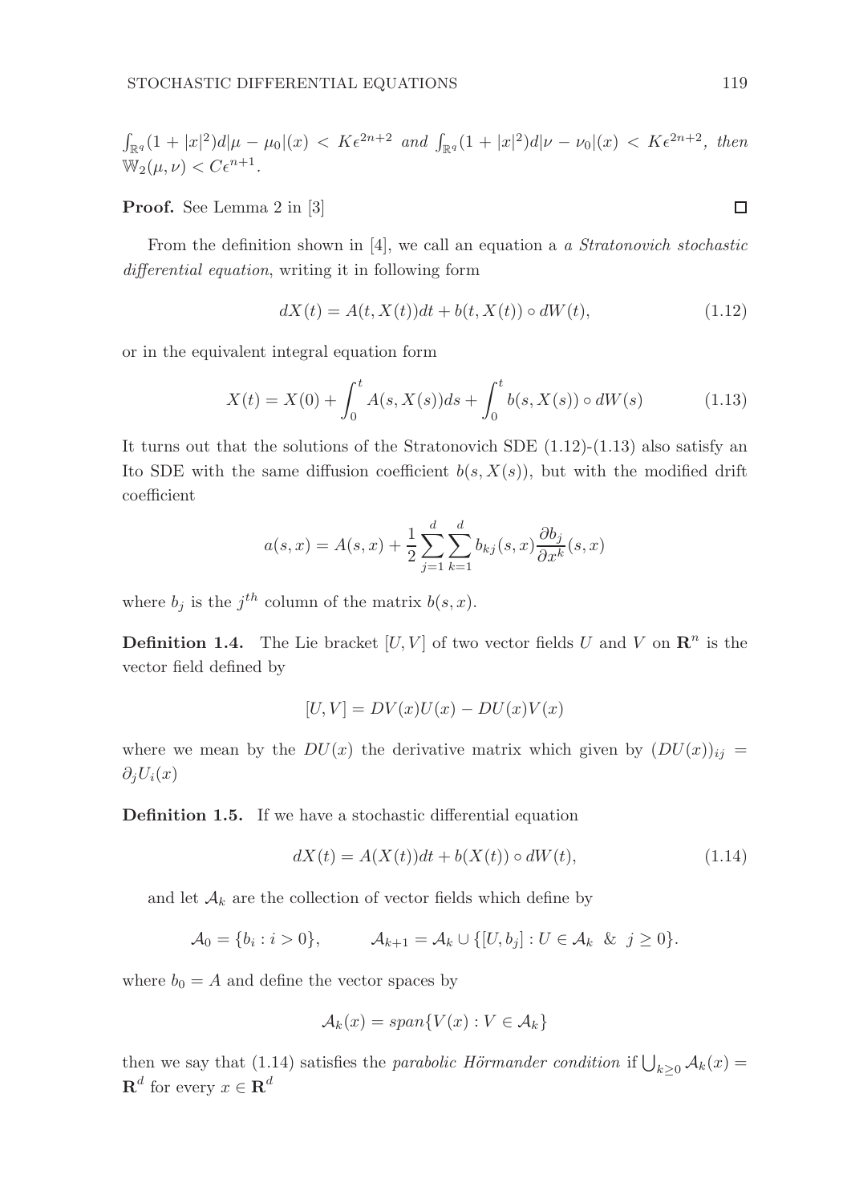$\int_{\mathbb{R}^q}(1+|x|^2)d|\mu-\mu_0|(x) < K\epsilon^{2n+2}$ *and* $\int_{\mathbb{R}^q}(1+|x|^2)d|\nu-\nu_0|(x) < K\epsilon^{2n+2}$*, then* $\mathbb{W}_2(\mu,\nu) < C\epsilon^{n+1}$.

**Proof.** See Lemma 2 in [3] □

From the definition shown in [4], we call an equation a *a Stratonovich stochastic differential equation*, writing it in following form

$$dX(t) = A(t, X(t))dt + b(t, X(t)) \circ dW(t), \tag{1.12}$$

or in the equivalent integral equation form

$$X(t) = X(0) + \int_0^t A(s, X(s))ds + \int_0^t b(s, X(s)) \circ dW(s) \tag{1.13}$$

It turns out that the solutions of the Stratonovich SDE (1.12)-(1.13) also satisfy an Ito SDE with the same diffusion coefficient $b(s, X(s))$, but with the modified drift coefficient

$$a(s,x) = A(s,x) + \frac{1}{2}\sum_{j=1}^{d}\sum_{k=1}^{d} b_{kj}(s,x)\frac{\partial b_j}{\partial x^k}(s,x)$$

where $b_j$ is the $j^{th}$ column of the matrix $b(s,x)$.

**Definition 1.4.** The Lie bracket $[U, V]$ of two vector fields $U$ and $V$ on $\mathbf{R}^n$ is the vector field defined by

$$[U, V] = DV(x)U(x) - DU(x)V(x)$$

where we mean by the $DU(x)$ the derivative matrix which given by $(DU(x))_{ij} = \partial_j U_i(x)$

**Definition 1.5.** If we have a stochastic differential equation

$$dX(t) = A(X(t))dt + b(X(t)) \circ dW(t), \tag{1.14}$$

and let $\mathcal{A}_k$ are the collection of vector fields which define by

$$\mathcal{A}_0 = \{b_i : i > 0\}, \qquad \mathcal{A}_{k+1} = \mathcal{A}_k \cup \{[U, b_j] : U \in \mathcal{A}_k \ \& \ j \geq 0\}.$$

where $b_0 = A$ and define the vector spaces by

$$\mathcal{A}_k(x) = span\{V(x) : V \in \mathcal{A}_k\}$$

then we say that (1.14) satisfies the *parabolic Hörmander condition* if $\bigcup_{k\geq 0}\mathcal{A}_k(x) = \mathbf{R}^d$ for every $x \in \mathbf{R}^d$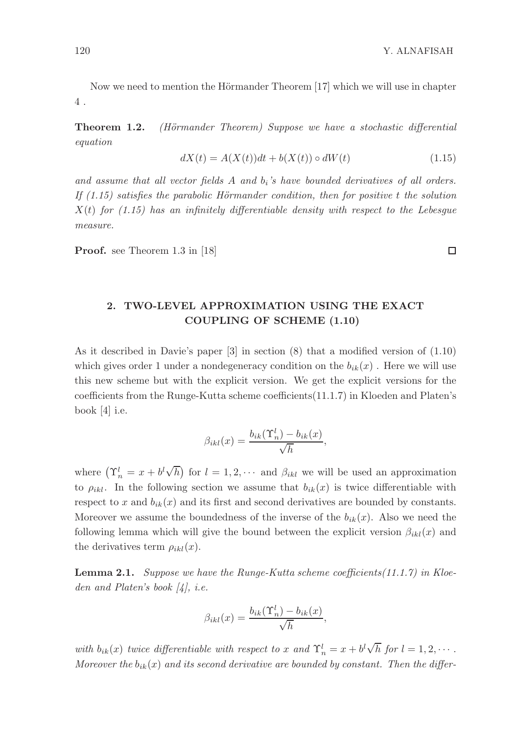Now we need to mention the Hörmander Theorem [17] which we will use in chapter 4 .

**Theorem 1.2.** *(Hörmander Theorem) Suppose we have a stochastic differential equation*

$$dX(t) = A(X(t))dt + b(X(t)) \circ dW(t) \tag{1.15}$$

*and assume that all vector fields $A$ and $b_i$'s have bounded derivatives of all orders. If (1.15) satisfies the parabolic Hörmander condition, then for positive $t$ the solution $X(t)$ for (1.15) has an infinitely differentiable density with respect to the Lebesgue measure.*

**Proof.** see Theorem 1.3 in [18] □

## 2. TWO-LEVEL APPROXIMATION USING THE EXACT COUPLING OF SCHEME (1.10)

As it described in Davie's paper [3] in section (8) that a modified version of (1.10) which gives order 1 under a nondegeneracy condition on the $b_{ik}(x)$ . Here we will use this new scheme but with the explicit version. We get the explicit versions for the coefficients from the Runge-Kutta scheme coefficients(11.1.7) in Kloeden and Platen's book [4] i.e.

$$\beta_{ikl}(x) = \frac{b_{ik}(\Upsilon_n^l) - b_{ik}(x)}{\sqrt{h}},$$

where $\left(\Upsilon_n^l = x + b^l\sqrt{h}\right)$ for $l = 1, 2, \cdots$ and $\beta_{ikl}$ we will be used an approximation to $\rho_{ikl}$. In the following section we assume that $b_{ik}(x)$ is twice differentiable with respect to $x$ and $b_{ik}(x)$ and its first and second derivatives are bounded by constants. Moreover we assume the boundedness of the inverse of the $b_{ik}(x)$. Also we need the following lemma which will give the bound between the explicit version $\beta_{ikl}(x)$ and the derivatives term $\rho_{ikl}(x)$.

**Lemma 2.1.** *Suppose we have the Runge-Kutta scheme coefficients(11.1.7) in Kloeden and Platen's book [4], i.e.*

$$\beta_{ikl}(x) = \frac{b_{ik}(\Upsilon_n^l) - b_{ik}(x)}{\sqrt{h}},$$

*with $b_{ik}(x)$ twice differentiable with respect to $x$ and $\Upsilon_n^l = x + b^l\sqrt{h}$ for $l = 1, 2, \cdots$. Moreover the $b_{ik}(x)$ and its second derivative are bounded by constant. Then the differ-*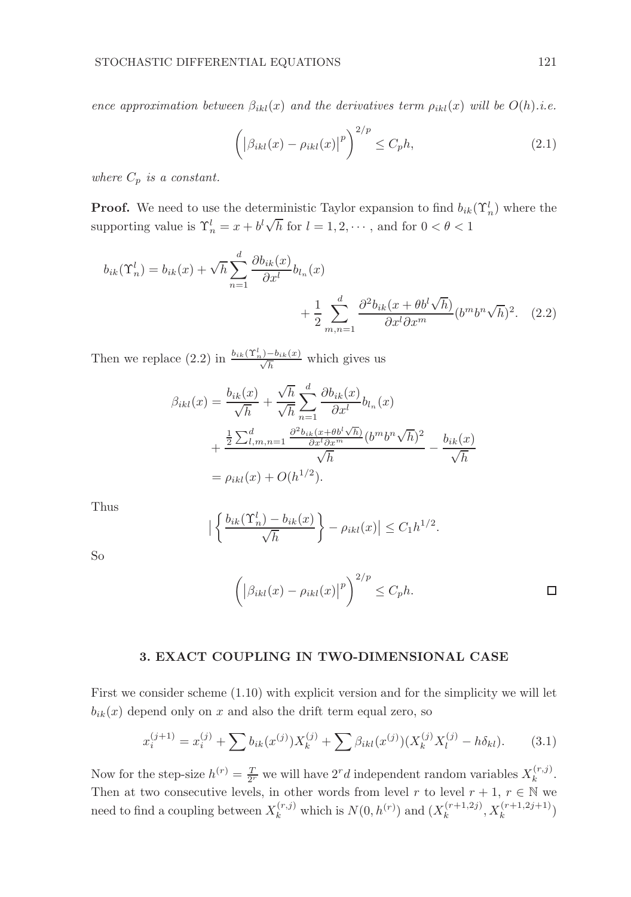*ence approximation between $\beta_{ikl}(x)$ and the derivatives term $\rho_{ikl}(x)$ will be $O(h)$.i.e.*

$$\left(\left|\beta_{ikl}(x) - \rho_{ikl}(x)\right|^p\right)^{2/p} \leq C_p h, \tag{2.1}$$

*where $C_p$ is a constant.*

**Proof.** We need to use the deterministic Taylor expansion to find $b_{ik}(\Upsilon_n^l)$ where the supporting value is $\Upsilon_n^l = x + b^l\sqrt{h}$ for $l = 1, 2, \cdots$, and for $0 < \theta < 1$

$$b_{ik}(\Upsilon_n^l) = b_{ik}(x) + \sqrt{h}\sum_{n=1}^{d} \frac{\partial b_{ik}(x)}{\partial x^l} b_{l_n}(x) + \frac{1}{2}\sum_{m,n=1}^{d} \frac{\partial^2 b_{ik}(x + \theta b^l \sqrt{h})}{\partial x^l \partial x^m}(b^m b^n \sqrt{h})^2. \tag{2.2}$$

Then we replace (2.2) in $\frac{b_{ik}(\Upsilon_n^l) - b_{ik}(x)}{\sqrt{h}}$ which gives us

$$\begin{aligned}
\beta_{ikl}(x) &= \frac{b_{ik}(x)}{\sqrt{h}} + \frac{\sqrt{h}}{\sqrt{h}}\sum_{n=1}^{d} \frac{\partial b_{ik}(x)}{\partial x^l} b_{l_n}(x) \\
&\quad + \frac{\frac{1}{2}\sum_{l,m,n=1}^{d} \frac{\partial^2 b_{ik}(x+\theta b^l\sqrt{h})}{\partial x^l \partial x^m}(b^m b^n\sqrt{h})^2}{\sqrt{h}} - \frac{b_{ik}(x)}{\sqrt{h}} \\
&= \rho_{ikl}(x) + O(h^{1/2}).
\end{aligned}$$

Thus

$$\left|\left\{\frac{b_{ik}(\Upsilon_n^l) - b_{ik}(x)}{\sqrt{h}}\right\} - \rho_{ikl}(x)\right| \leq C_1 h^{1/2}.$$

So

$$\left(\left|\beta_{ikl}(x) - \rho_{ikl}(x)\right|^p\right)^{2/p} \leq C_p h. \qquad \square$$

## 3. EXACT COUPLING IN TWO-DIMENSIONAL CASE

First we consider scheme (1.10) with explicit version and for the simplicity we will let $b_{ik}(x)$ depend only on $x$ and also the drift term equal zero, so

$$x_i^{(j+1)} = x_i^{(j)} + \sum b_{ik}(x^{(j)})X_k^{(j)} + \sum \beta_{ikl}(x^{(j)})(X_k^{(j)}X_l^{(j)} - h\delta_{kl}). \tag{3.1}$$

Now for the step-size $h^{(r)} = \frac{T}{2^r}$ we will have $2^r d$ independent random variables $X_k^{(r,j)}$. Then at two consecutive levels, in other words from level $r$ to level $r+1$, $r \in \mathbb{N}$ we need to find a coupling between $X_k^{(r,j)}$ which is $N(0, h^{(r)})$ and $(X_k^{(r+1,2j)}, X_k^{(r+1,2j+1)})$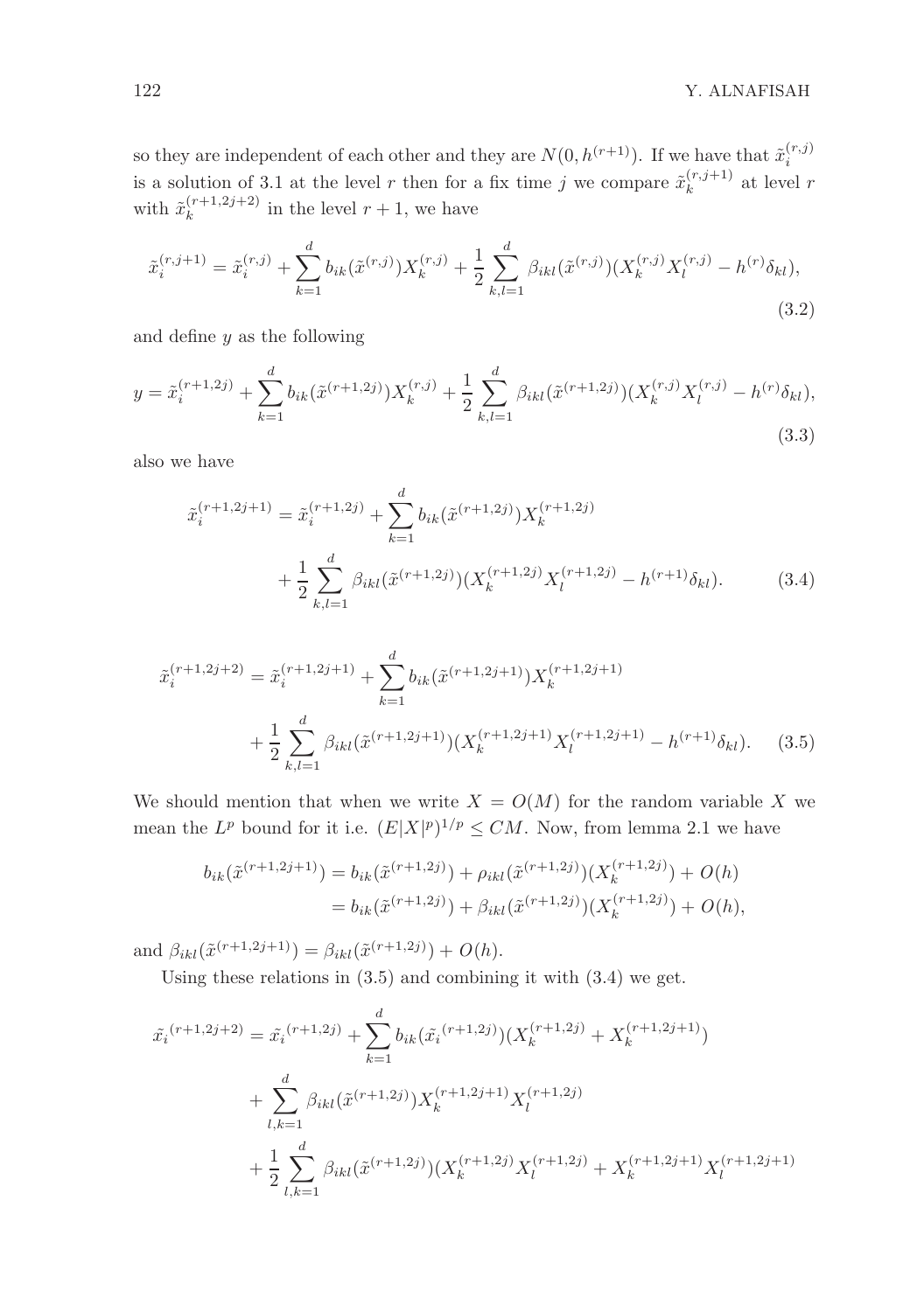so they are independent of each other and they are $N(0, h^{(r+1)})$. If we have that $\tilde{x}_i^{(r,j)}$ is a solution of 3.1 at the level $r$ then for a fix time $j$ we compare $\tilde{x}_k^{(r,j+1)}$ at level $r$ with $\tilde{x}_k^{(r+1,2j+2)}$ in the level $r+1$, we have

$$\tilde{x}_i^{(r,j+1)} = \tilde{x}_i^{(r,j)} + \sum_{k=1}^{d} b_{ik}(\tilde{x}^{(r,j)})X_k^{(r,j)} + \frac{1}{2}\sum_{k,l=1}^{d} \beta_{ikl}(\tilde{x}^{(r,j)})(X_k^{(r,j)}X_l^{(r,j)} - h^{(r)}\delta_{kl}), \tag{3.2}$$

and define $y$ as the following

$$y = \tilde{x}_i^{(r+1,2j)} + \sum_{k=1}^{d} b_{ik}(\tilde{x}^{(r+1,2j)})X_k^{(r,j)} + \frac{1}{2}\sum_{k,l=1}^{d} \beta_{ikl}(\tilde{x}^{(r+1,2j)})(X_k^{(r,j)}X_l^{(r,j)} - h^{(r)}\delta_{kl}), \tag{3.3}$$

also we have

$$\begin{aligned}\tilde{x}_i^{(r+1,2j+1)} &= \tilde{x}_i^{(r+1,2j)} + \sum_{k=1}^{d} b_{ik}(\tilde{x}^{(r+1,2j)})X_k^{(r+1,2j)} \\ &\quad + \frac{1}{2}\sum_{k,l=1}^{d} \beta_{ikl}(\tilde{x}^{(r+1,2j)})(X_k^{(r+1,2j)}X_l^{(r+1,2j)} - h^{(r+1)}\delta_{kl}).\end{aligned} \tag{3.4}$$

$$\begin{aligned}\tilde{x}_i^{(r+1,2j+2)} &= \tilde{x}_i^{(r+1,2j+1)} + \sum_{k=1}^{d} b_{ik}(\tilde{x}^{(r+1,2j+1)})X_k^{(r+1,2j+1)} \\ &\quad + \frac{1}{2}\sum_{k,l=1}^{d} \beta_{ikl}(\tilde{x}^{(r+1,2j+1)})(X_k^{(r+1,2j+1)}X_l^{(r+1,2j+1)} - h^{(r+1)}\delta_{kl}).\end{aligned} \tag{3.5}$$

We should mention that when we write $X = O(M)$ for the random variable $X$ we mean the $L^p$ bound for it i.e. $(E|X|^p)^{1/p} \leq CM$. Now, from lemma 2.1 we have

$$\begin{aligned}b_{ik}(\tilde{x}^{(r+1,2j+1)}) &= b_{ik}(\tilde{x}^{(r+1,2j)}) + \rho_{ikl}(\tilde{x}^{(r+1,2j)})(X_k^{(r+1,2j)}) + O(h) \\ &= b_{ik}(\tilde{x}^{(r+1,2j)}) + \beta_{ikl}(\tilde{x}^{(r+1,2j)})(X_k^{(r+1,2j)}) + O(h),\end{aligned}$$

and $\beta_{ikl}(\tilde{x}^{(r+1,2j+1)}) = \beta_{ikl}(\tilde{x}^{(r+1,2j)}) + O(h)$.

Using these relations in (3.5) and combining it with (3.4) we get.

$$\begin{aligned}\tilde{x_i}^{(r+1,2j+2)} &= \tilde{x_i}^{(r+1,2j)} + \sum_{k=1}^{d} b_{ik}(\tilde{x_i}^{(r+1,2j)})(X_k^{(r+1,2j)} + X_k^{(r+1,2j+1)}) \\ &\quad + \sum_{l,k=1}^{d} \beta_{ikl}(\tilde{x}^{(r+1,2j)})X_k^{(r+1,2j+1)}X_l^{(r+1,2j)} \\ &\quad + \frac{1}{2}\sum_{l,k=1}^{d} \beta_{ikl}(\tilde{x}^{(r+1,2j)})(X_k^{(r+1,2j)}X_l^{(r+1,2j)} + X_k^{(r+1,2j+1)}X_l^{(r+1,2j+1)}\end{aligned}$$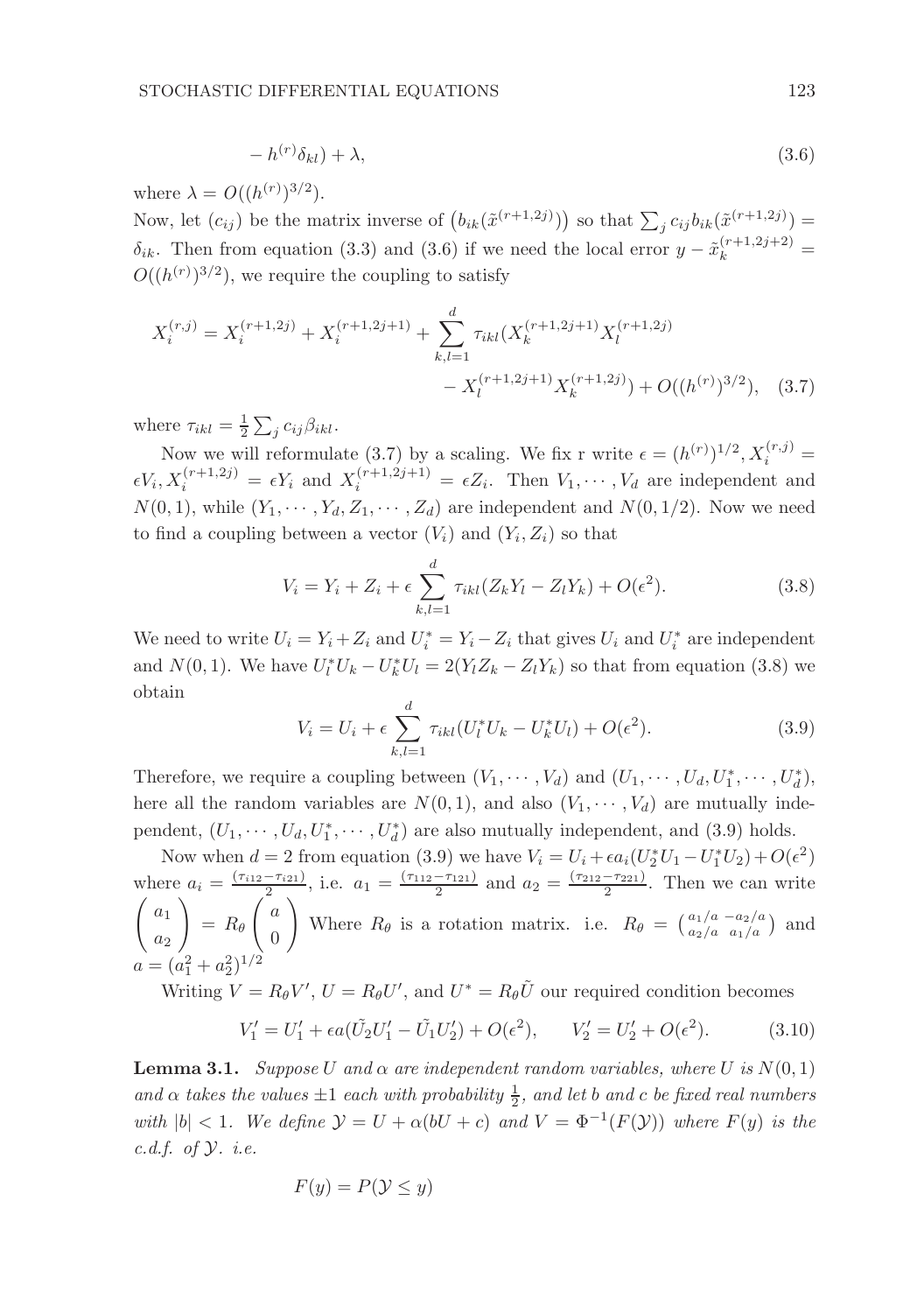$$- h^{(r)}\delta_{kl}) + \lambda, \tag{3.6}$$

where $\lambda = O((h^{(r)})^{3/2})$.

Now, let $(c_{ij})$ be the matrix inverse of $\left(b_{ik}(\tilde{x}^{(r+1,2j)})\right)$ so that $\sum_j c_{ij} b_{ik}(\tilde{x}^{(r+1,2j)}) = \delta_{ik}$. Then from equation (3.3) and (3.6) if we need the local error $y - \tilde{x}_k^{(r+1,2j+2)} = O((h^{(r)})^{3/2})$, we require the coupling to satisfy

$$X_i^{(r,j)} = X_i^{(r+1,2j)} + X_i^{(r+1,2j+1)} + \sum_{k,l=1}^{d} \tau_{ikl}(X_k^{(r+1,2j+1)} X_l^{(r+1,2j)} - X_l^{(r+1,2j+1)} X_k^{(r+1,2j)}) + O((h^{(r)})^{3/2}), \tag{3.7}$$

where $\tau_{ikl} = \frac{1}{2}\sum_j c_{ij}\beta_{ikl}$.

Now we will reformulate (3.7) by a scaling. We fix r write $\epsilon = (h^{(r)})^{1/2}, X_i^{(r,j)} = \epsilon V_i, X_i^{(r+1,2j)} = \epsilon Y_i$ and $X_i^{(r+1,2j+1)} = \epsilon Z_i$. Then $V_1, \cdots, V_d$ are independent and $N(0,1)$, while $(Y_1, \cdots, Y_d, Z_1, \cdots, Z_d)$ are independent and $N(0, 1/2)$. Now we need to find a coupling between a vector $(V_i)$ and $(Y_i, Z_i)$ so that

$$V_i = Y_i + Z_i + \epsilon \sum_{k,l=1}^{d} \tau_{ikl}(Z_k Y_l - Z_l Y_k) + O(\epsilon^2). \tag{3.8}$$

We need to write $U_i = Y_i + Z_i$ and $U_i^* = Y_i - Z_i$ that gives $U_i$ and $U_i^*$ are independent and $N(0,1)$. We have $U_l^* U_k - U_k^* U_l = 2(Y_l Z_k - Z_l Y_k)$ so that from equation (3.8) we obtain

$$V_i = U_i + \epsilon \sum_{k,l=1}^{d} \tau_{ikl}(U_l^* U_k - U_k^* U_l) + O(\epsilon^2). \tag{3.9}$$

Therefore, we require a coupling between $(V_1, \cdots, V_d)$ and $(U_1, \cdots, U_d, U_1^*, \cdots, U_d^*)$, here all the random variables are $N(0,1)$, and also $(V_1, \cdots, V_d)$ are mutually independent, $(U_1, \cdots, U_d, U_1^*, \cdots, U_d^*)$ are also mutually independent, and (3.9) holds.

Now when $d = 2$ from equation (3.9) we have $V_i = U_i + \epsilon a_i(U_2^* U_1 - U_1^* U_2) + O(\epsilon^2)$ where $a_i = \frac{(\tau_{i12} - \tau_{i21})}{2}$, i.e. $a_1 = \frac{(\tau_{112} - \tau_{121})}{2}$ and $a_2 = \frac{(\tau_{212} - \tau_{221})}{2}$. Then we can write $\begin{pmatrix} a_1 \\ a_2 \end{pmatrix} = R_\theta \begin{pmatrix} a \\ 0 \end{pmatrix}$ Where $R_\theta$ is a rotation matrix. i.e. $R_\theta = \begin{pmatrix} a_1/a & -a_2/a \\ a_2/a & a_1/a \end{pmatrix}$ and $a = (a_1^2 + a_2^2)^{1/2}$

Writing $V = R_\theta V'$, $U = R_\theta U'$, and $U^* = R_\theta \tilde{U}$ our required condition becomes

$$V_1' = U_1' + \epsilon a(\tilde{U}_2 U_1' - \tilde{U}_1 U_2') + O(\epsilon^2), \qquad V_2' = U_2' + O(\epsilon^2). \tag{3.10}$$

**Lemma 3.1.** *Suppose $U$ and $\alpha$ are independent random variables, where $U$ is $N(0,1)$ and $\alpha$ takes the values $\pm 1$ each with probability $\frac{1}{2}$, and let $b$ and $c$ be fixed real numbers with $|b| < 1$. We define $\mathcal{Y} = U + \alpha(bU + c)$ and $V = \Phi^{-1}(F(\mathcal{Y}))$ where $F(y)$ is the c.d.f. of $\mathcal{Y}$. i.e.*

$$F(y) = P(\mathcal{Y} \leq y)$$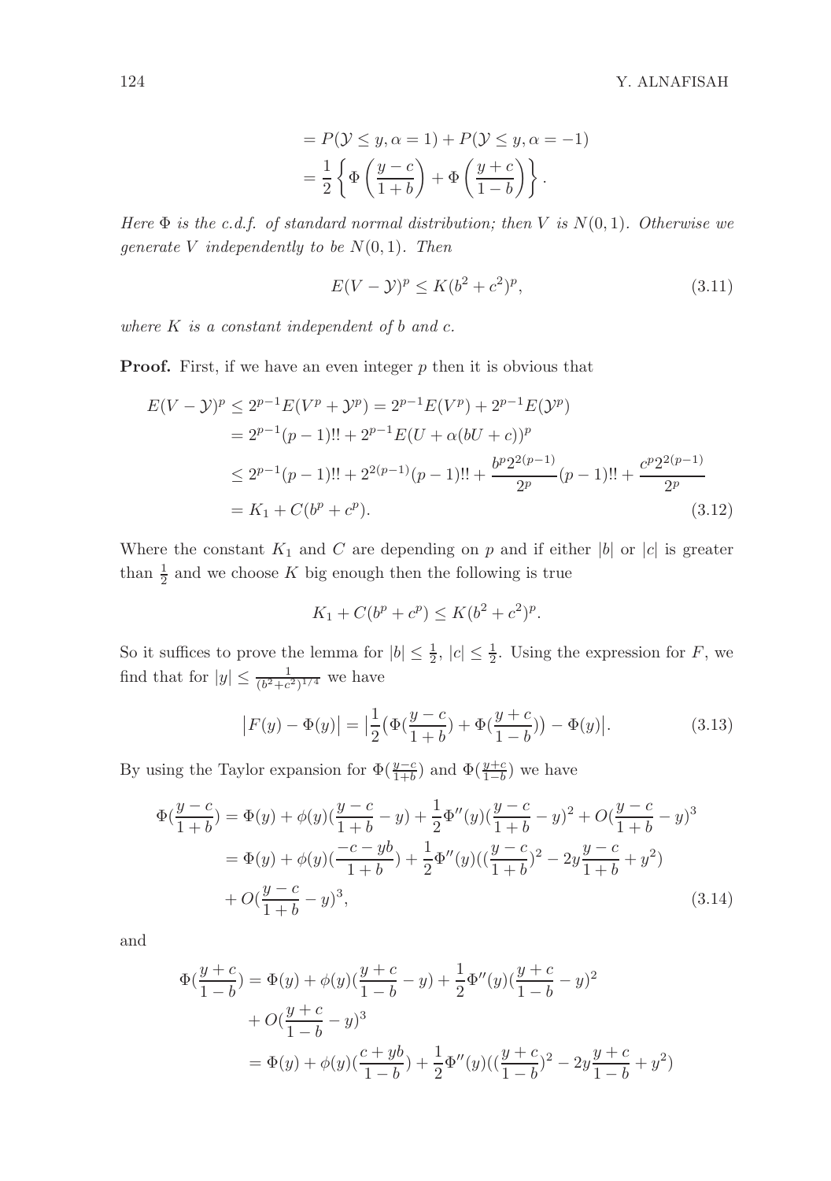$$
\begin{aligned}
&= P(\mathcal{Y} \le y, \alpha = 1) + P(\mathcal{Y} \le y, \alpha = -1) \\
&= \frac{1}{2}\left\{ \Phi\left(\frac{y-c}{1+b}\right) + \Phi\left(\frac{y+c}{1-b}\right) \right\}.
\end{aligned}
$$

*Here $\Phi$ is the c.d.f. of standard normal distribution; then $V$ is $N(0,1)$. Otherwise we generate $V$ independently to be $N(0,1)$. Then*

$$
E(V - \mathcal{Y})^p \le K(b^2 + c^2)^p, \tag{3.11}
$$

*where $K$ is a constant independent of $b$ and $c$.*

**Proof.** First, if we have an even integer $p$ then it is obvious that

$$
\begin{aligned}
E(V - \mathcal{Y})^p &\le 2^{p-1} E(V^p + \mathcal{Y}^p) = 2^{p-1}E(V^p) + 2^{p-1}E(\mathcal{Y}^p) \\
&= 2^{p-1}(p-1)!! + 2^{p-1}E(U + \alpha(bU + c))^p \\
&\le 2^{p-1}(p-1)!! + 2^{2(p-1)}(p-1)!! + \frac{b^p 2^{2(p-1)}}{2^p}(p-1)!! + \frac{c^p 2^{2(p-1)}}{2^p} \\
&= K_1 + C(b^p + c^p).
\end{aligned} \tag{3.12}
$$

Where the constant $K_1$ and $C$ are depending on $p$ and if either $|b|$ or $|c|$ is greater than $\frac{1}{2}$ and we choose $K$ big enough then the following is true

$$
K_1 + C(b^p + c^p) \le K(b^2 + c^2)^p.
$$

So it suffices to prove the lemma for $|b| \le \frac{1}{2}$, $|c| \le \frac{1}{2}$. Using the expression for $F$, we find that for $|y| \le \frac{1}{(b^2+c^2)^{1/4}}$ we have

$$
\left|F(y) - \Phi(y)\right| = \left|\frac{1}{2}\big(\Phi(\frac{y-c}{1+b}) + \Phi(\frac{y+c}{1-b})\big) - \Phi(y)\right|. \tag{3.13}
$$

By using the Taylor expansion for $\Phi(\frac{y-c}{1+b})$ and $\Phi(\frac{y+c}{1-b})$ we have

$$
\begin{aligned}
\Phi(\frac{y-c}{1+b}) &= \Phi(y) + \phi(y)(\frac{y-c}{1+b} - y) + \frac{1}{2}\Phi''(y)(\frac{y-c}{1+b} - y)^2 + O(\frac{y-c}{1+b} - y)^3 \\
&= \Phi(y) + \phi(y)(\frac{-c-yb}{1+b}) + \frac{1}{2}\Phi''(y)((\frac{y-c}{1+b})^2 - 2y\frac{y-c}{1+b} + y^2) \\
&\quad + O(\frac{y-c}{1+b} - y)^3,
\end{aligned} \tag{3.14}
$$

and

$$
\begin{aligned}
\Phi(\frac{y+c}{1-b}) &= \Phi(y) + \phi(y)(\frac{y+c}{1-b} - y) + \frac{1}{2}\Phi''(y)(\frac{y+c}{1-b} - y)^2 \\
&\quad + O(\frac{y+c}{1-b} - y)^3 \\
&= \Phi(y) + \phi(y)(\frac{c+yb}{1-b}) + \frac{1}{2}\Phi''(y)((\frac{y+c}{1-b})^2 - 2y\frac{y+c}{1-b} + y^2)
\end{aligned}
$$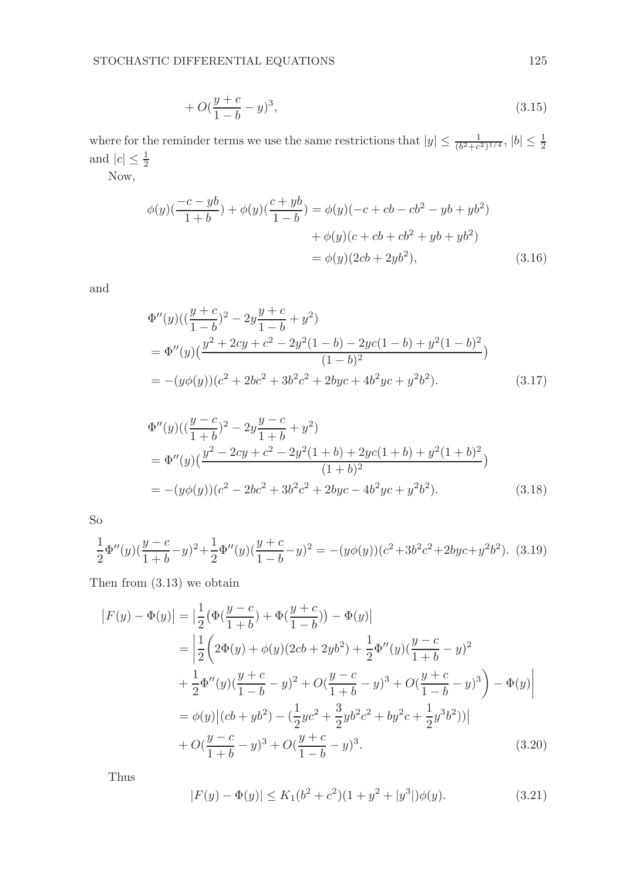$$+ O(\frac{y+c}{1-b} - y)^3, \tag{3.15}$$

where for the reminder terms we use the same restrictions that $|y| \leq \frac{1}{(b^2+c^2)^{1/4}}$, $|b| \leq \frac{1}{2}$ and $|c| \leq \frac{1}{2}$

Now,

$$\begin{aligned}
\phi(y)(\frac{-c-yb}{1+b}) + \phi(y)(\frac{c+yb}{1-b}) &= \phi(y)(-c+cb-cb^2-yb+yb^2) \\
&\quad + \phi(y)(c+cb+cb^2+yb+yb^2) \\
&= \phi(y)(2cb+2yb^2),
\end{aligned} \tag{3.16}$$

and

$$\begin{aligned}
&\Phi''(y)((\frac{y+c}{1-b})^2 - 2y\frac{y+c}{1-b} + y^2) \\
&= \Phi''(y)\big(\frac{y^2+2cy+c^2-2y^2(1-b)-2yc(1-b)+y^2(1-b)^2}{(1-b)^2}\big) \\
&= -(y\phi(y))(c^2+2bc^2+3b^2c^2+2byc+4b^2yc+y^2b^2).
\end{aligned} \tag{3.17}$$

$$\begin{aligned}
&\Phi''(y)((\frac{y-c}{1+b})^2 - 2y\frac{y-c}{1+b} + y^2) \\
&= \Phi''(y)\big(\frac{y^2-2cy+c^2-2y^2(1+b)+2yc(1+b)+y^2(1+b)^2}{(1+b)^2}\big) \\
&= -(y\phi(y))(c^2-2bc^2+3b^2c^2+2byc-4b^2yc+y^2b^2).
\end{aligned} \tag{3.18}$$

So

$$\frac{1}{2}\Phi''(y)(\frac{y-c}{1+b}-y)^2 + \frac{1}{2}\Phi''(y)(\frac{y+c}{1-b}-y)^2 = -(y\phi(y))(c^2+3b^2c^2+2byc+y^2b^2). \tag{3.19}$$

Then from (3.13) we obtain

$$\begin{aligned}
\big|F(y)-\Phi(y)\big| &= \big|\frac{1}{2}\big(\Phi(\frac{y-c}{1+b}) + \Phi(\frac{y+c}{1-b})\big) - \Phi(y)\big| \\
&= \bigg|\frac{1}{2}\bigg(2\Phi(y) + \phi(y)(2cb+2yb^2) + \frac{1}{2}\Phi''(y)(\frac{y-c}{1+b}-y)^2 \\
&\quad + \frac{1}{2}\Phi''(y)(\frac{y+c}{1-b}-y)^2 + O(\frac{y-c}{1+b}-y)^3 + O(\frac{y+c}{1-b}-y)^3\bigg) - \Phi(y)\bigg| \\
&= \phi(y)\big|(cb+yb^2) - (\frac{1}{2}yc^2 + \frac{3}{2}yb^2c^2 + by^2c + \frac{1}{2}y^3b^2))\big| \\
&\quad + O(\frac{y-c}{1+b}-y)^3 + O(\frac{y+c}{1-b}-y)^3.
\end{aligned} \tag{3.20}$$

Thus

$$|F(y)-\Phi(y)| \leq K_1(b^2+c^2)(1+y^2+|y^3|)\phi(y). \tag{3.21}$$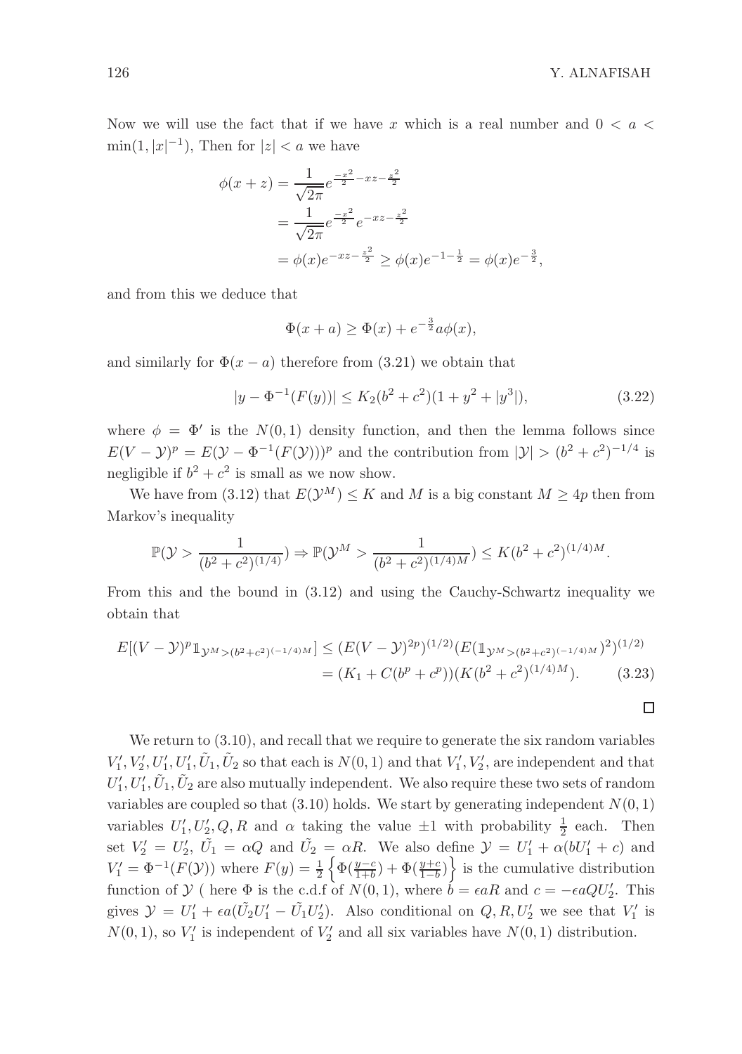Now we will use the fact that if we have $x$ which is a real number and $0 < a < \min(1, |x|^{-1})$, Then for $|z| < a$ we have

$$
\begin{aligned}
\phi(x+z) &= \frac{1}{\sqrt{2\pi}} e^{\frac{-x^2}{2} - xz - \frac{z^2}{2}} \\
&= \frac{1}{\sqrt{2\pi}} e^{\frac{-x^2}{2}} e^{-xz - \frac{z^2}{2}} \\
&= \phi(x) e^{-xz - \frac{z^2}{2}} \geq \phi(x) e^{-1-\frac{1}{2}} = \phi(x) e^{-\frac{3}{2}},
\end{aligned}
$$

and from this we deduce that

$$
\Phi(x+a) \geq \Phi(x) + e^{-\frac{3}{2}} a \phi(x),
$$

and similarly for $\Phi(x-a)$ therefore from (3.21) we obtain that

$$
|y - \Phi^{-1}(F(y))| \leq K_2 (b^2 + c^2)(1 + y^2 + |y^3|), \tag{3.22}
$$

where $\phi = \Phi'$ is the $N(0,1)$ density function, and then the lemma follows since $E(V - \mathcal{Y})^p = E(\mathcal{Y} - \Phi^{-1}(F(\mathcal{Y})))^p$ and the contribution from $|\mathcal{Y}| > (b^2 + c^2)^{-1/4}$ is negligible if $b^2 + c^2$ is small as we now show.

We have from (3.12) that $E(\mathcal{Y}^M) \leq K$ and $M$ is a big constant $M \geq 4p$ then from Markov's inequality

$$
\mathbb{P}(\mathcal{Y} > \frac{1}{(b^2 + c^2)^{(1/4)}}) \Rightarrow \mathbb{P}(\mathcal{Y}^M > \frac{1}{(b^2 + c^2)^{(1/4)M}}) \leq K (b^2 + c^2)^{(1/4)M}.
$$

From this and the bound in (3.12) and using the Cauchy-Schwartz inequality we obtain that

$$
\begin{aligned}
E[(V - \mathcal{Y})^p \mathbb{1}_{\mathcal{Y}^M > (b^2+c^2)^{(-1/4)M}}] &\leq (E(V - \mathcal{Y})^{2p})^{(1/2)} (E(\mathbb{1}_{\mathcal{Y}^M > (b^2+c^2)^{(-1/4)M}})^2)^{(1/2)} \\
&= (K_1 + C(b^p + c^p))(K(b^2 + c^2)^{(1/4)M}). \qquad (3.23)
\end{aligned}
$$

□

We return to (3.10), and recall that we require to generate the six random variables $V_1', V_2', U_1', U_1', \tilde{U}_1, \tilde{U}_2$ so that each is $N(0,1)$ and that $V_1', V_2'$, are independent and that $U_1', U_1', \tilde{U}_1, \tilde{U}_2$ are also mutually independent. We also require these two sets of random variables are coupled so that (3.10) holds. We start by generating independent $N(0,1)$ variables $U_1', U_2', Q, R$ and $\alpha$ taking the value $\pm 1$ with probability $\frac{1}{2}$ each. Then set $V_2' = U_2'$, $\tilde{U_1} = \alpha Q$ and $\tilde{U_2} = \alpha R$. We also define $\mathcal{Y} = U_1' + \alpha(bU_1' + c)$ and $V_1' = \Phi^{-1}(F(\mathcal{Y}))$ where $F(y) = \frac{1}{2}\left\{\Phi(\frac{y-c}{1+b}) + \Phi(\frac{y+c}{1-b})\right\}$ is the cumulative distribution function of $\mathcal{Y}$ ( here $\Phi$ is the c.d.f of $N(0,1)$, where $b = \epsilon a R$ and $c = -\epsilon a Q U_2'$. This gives $\mathcal{Y} = U_1' + \epsilon a(\tilde{U_2} U_1' - \tilde{U_1} U_2')$. Also conditional on $Q, R, U_2'$ we see that $V_1'$ is $N(0,1)$, so $V_1'$ is independent of $V_2'$ and all six variables have $N(0,1)$ distribution.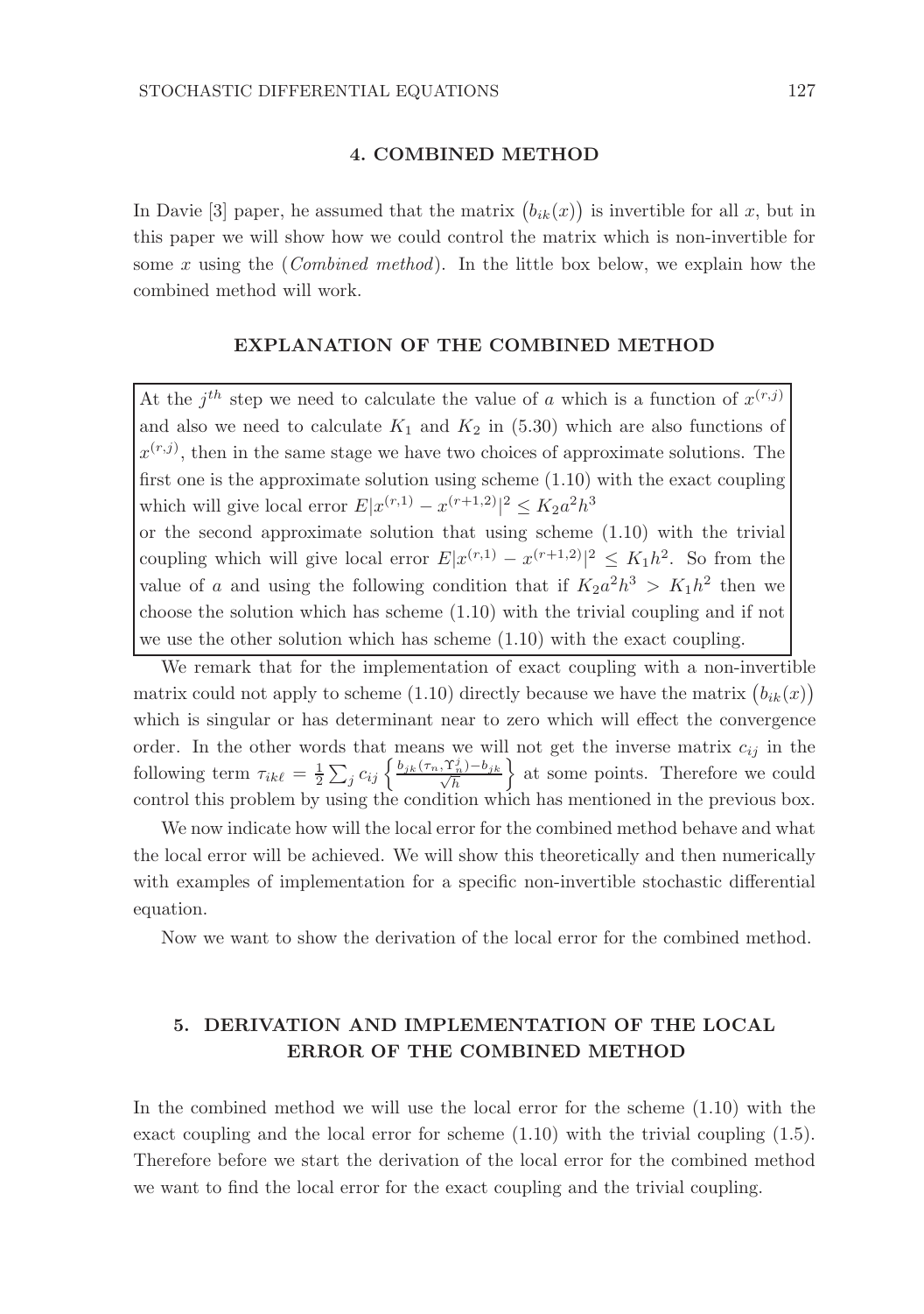## 4. COMBINED METHOD

In Davie [3] paper, he assumed that the matrix $\big(b_{ik}(x)\big)$ is invertible for all $x$, but in this paper we will show how we could control the matrix which is non-invertible for some $x$ using the (*Combined method*). In the little box below, we explain how the combined method will work.

### EXPLANATION OF THE COMBINED METHOD

At the $j^{th}$ step we need to calculate the value of $a$ which is a function of $x^{(r,j)}$ and also we need to calculate $K_1$ and $K_2$ in (5.30) which are also functions of $x^{(r,j)}$, then in the same stage we have two choices of approximate solutions. The first one is the approximate solution using scheme (1.10) with the exact coupling which will give local error $E|x^{(r,1)} - x^{(r+1,2)}|^2 \leq K_2 a^2 h^3$ or the second approximate solution that using scheme (1.10) with the trivial coupling which will give local error $E|x^{(r,1)} - x^{(r+1,2)}|^2 \leq K_1 h^2$. So from the value of $a$ and using the following condition that if $K_2 a^2 h^3 > K_1 h^2$ then we choose the solution which has scheme (1.10) with the trivial coupling and if not we use the other solution which has scheme (1.10) with the exact coupling.

We remark that for the implementation of exact coupling with a non-invertible matrix could not apply to scheme (1.10) directly because we have the matrix $\big(b_{ik}(x)\big)$ which is singular or has determinant near to zero which will effect the convergence order. In the other words that means we will not get the inverse matrix $c_{ij}$ in the following term $\tau_{ik\ell} = \frac{1}{2}\sum_j c_{ij}\left\{\frac{b_{jk}(\tau_n, \Upsilon_n^j) - b_{jk}}{\sqrt{h}}\right\}$ at some points. Therefore we could control this problem by using the condition which has mentioned in the previous box.

We now indicate how will the local error for the combined method behave and what the local error will be achieved. We will show this theoretically and then numerically with examples of implementation for a specific non-invertible stochastic differential equation.

Now we want to show the derivation of the local error for the combined method.

## 5. DERIVATION AND IMPLEMENTATION OF THE LOCAL ERROR OF THE COMBINED METHOD

In the combined method we will use the local error for the scheme (1.10) with the exact coupling and the local error for scheme (1.10) with the trivial coupling (1.5). Therefore before we start the derivation of the local error for the combined method we want to find the local error for the exact coupling and the trivial coupling.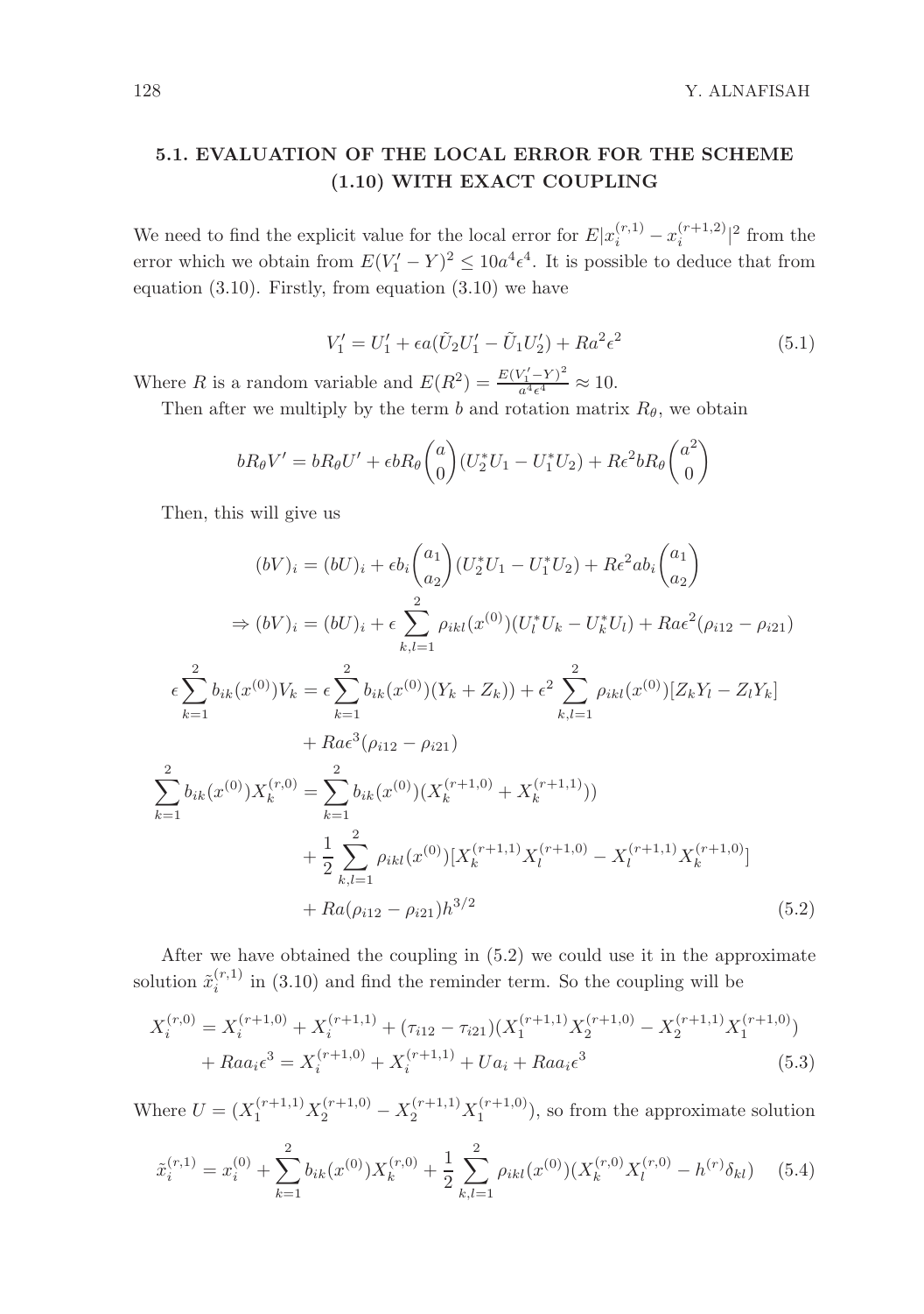## 5.1. EVALUATION OF THE LOCAL ERROR FOR THE SCHEME (1.10) WITH EXACT COUPLING

We need to find the explicit value for the local error for $E|x_i^{(r,1)} - x_i^{(r+1,2)}|^2$ from the error which we obtain from $E(V_1' - Y)^2 \leq 10a^4\epsilon^4$. It is possible to deduce that from equation (3.10). Firstly, from equation (3.10) we have

$$V_1' = U_1' + \epsilon a(\tilde{U}_2 U_1' - \tilde{U}_1 U_2') + Ra^2\epsilon^2 \tag{5.1}$$

Where $R$ is a random variable and $E(R^2) = \frac{E(V_1'-Y)^2}{a^4\epsilon^4} \approx 10$.

Then after we multiply by the term $b$ and rotation matrix $R_\theta$, we obtain

$$bR_\theta V' = bR_\theta U' + \epsilon bR_\theta \begin{pmatrix} a \\ 0 \end{pmatrix} (U_2^* U_1 - U_1^* U_2) + R\epsilon^2 bR_\theta \begin{pmatrix} a^2 \\ 0 \end{pmatrix}$$

Then, this will give us

$$(bV)_i = (bU)_i + \epsilon b_i \begin{pmatrix} a_1 \\ a_2 \end{pmatrix} (U_2^* U_1 - U_1^* U_2) + R\epsilon^2 ab_i \begin{pmatrix} a_1 \\ a_2 \end{pmatrix}$$

$$\Rightarrow (bV)_i = (bU)_i + \epsilon \sum_{k,l=1}^{2} \rho_{ikl}(x^{(0)})(U_l^* U_k - U_k^* U_l) + Ra\epsilon^2(\rho_{i12} - \rho_{i21})$$

$$\begin{aligned}
\epsilon \sum_{k=1}^{2} b_{ik}(x^{(0)})V_k &= \epsilon \sum_{k=1}^{2} b_{ik}(x^{(0)})(Y_k + Z_k)) + \epsilon^2 \sum_{k,l=1}^{2} \rho_{ikl}(x^{(0)})[Z_k Y_l - Z_l Y_k] \\
&\quad + Ra\epsilon^3(\rho_{i12} - \rho_{i21}) \\
\sum_{k=1}^{2} b_{ik}(x^{(0)})X_k^{(r,0)} &= \sum_{k=1}^{2} b_{ik}(x^{(0)})(X_k^{(r+1,0)} + X_k^{(r+1,1)})) \\
&\quad + \frac{1}{2}\sum_{k,l=1}^{2} \rho_{ikl}(x^{(0)})[X_k^{(r+1,1)} X_l^{(r+1,0)} - X_l^{(r+1,1)} X_k^{(r+1,0)}] \\
&\quad + Ra(\rho_{i12} - \rho_{i21})h^{3/2}
\end{aligned} \tag{5.2}$$

After we have obtained the coupling in (5.2) we could use it in the approximate solution $\tilde{x}_i^{(r,1)}$ in (3.10) and find the reminder term. So the coupling will be

$$\begin{aligned}
X_i^{(r,0)} &= X_i^{(r+1,0)} + X_i^{(r+1,1)} + (\tau_{i12} - \tau_{i21})(X_1^{(r+1,1)} X_2^{(r+1,0)} - X_2^{(r+1,1)} X_1^{(r+1,0)}) \\
&\quad + Raa_i\epsilon^3 = X_i^{(r+1,0)} + X_i^{(r+1,1)} + Ua_i + Raa_i\epsilon^3
\end{aligned} \tag{5.3}$$

Where $U = (X_1^{(r+1,1)} X_2^{(r+1,0)} - X_2^{(r+1,1)} X_1^{(r+1,0)})$, so from the approximate solution

$$\tilde{x}_i^{(r,1)} = x_i^{(0)} + \sum_{k=1}^{2} b_{ik}(x^{(0)})X_k^{(r,0)} + \frac{1}{2}\sum_{k,l=1}^{2} \rho_{ikl}(x^{(0)})(X_k^{(r,0)} X_l^{(r,0)} - h^{(r)}\delta_{kl}) \tag{5.4}$$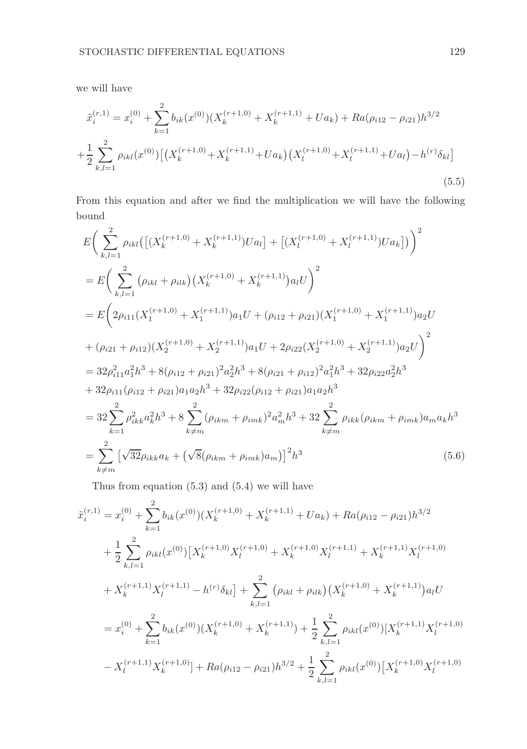we will have

$$
\tilde{x}_i^{(r,1)} = x_i^{(0)} + \sum_{k=1}^{2} b_{ik}(x^{(0)})(X_k^{(r+1,0)} + X_k^{(r+1,1)} + Ua_k) + Ra(\rho_{i12} - \rho_{i21})h^{3/2}
$$

$$
+\frac{1}{2}\sum_{k,l=1}^{2} \rho_{ikl}(x^{(0)})\big[\big(X_k^{(r+1,0)}+X_k^{(r+1,1)}+Ua_k\big)\big(X_l^{(r+1,0)}+X_l^{(r+1,1)}+Ua_l\big)-h^{(r)}\delta_{kl}\big] \tag{5.5}
$$

From this equation and after we find the multiplication we will have the following bound

$$
\begin{aligned}
&E\bigg(\sum_{k,l=1}^{2} \rho_{ikl}\big(\big[(X_k^{(r+1,0)} + X_k^{(r+1,1)})Ua_l\big] + \big[(X_l^{(r+1,0)} + X_l^{(r+1,1)})Ua_k\big]\big)\bigg)^2 \\
&= E\bigg(\sum_{k,l=1}^{2} \big(\rho_{ikl} + \rho_{ilk}\big)\big(X_k^{(r+1,0)} + X_k^{(r+1,1)}\big)a_l U\bigg)^2 \\
&= E\bigg(2\rho_{i11}(X_1^{(r+1,0)} + X_1^{(r+1,1)})a_1 U + (\rho_{i12} + \rho_{i21})(X_1^{(r+1,0)} + X_1^{(r+1,1)})a_2 U \\
&+ (\rho_{i21} + \rho_{i12})(X_2^{(r+1,0)} + X_2^{(r+1,1)})a_1 U + 2\rho_{i22}(X_2^{(r+1,0)} + X_2^{(r+1,1)})a_2 U\bigg)^2 \\
&= 32\rho_{i11}^2 a_1^2 h^3 + 8(\rho_{i12} + \rho_{i21})^2 a_2^2 h^3 + 8(\rho_{i21} + \rho_{i12})^2 a_1^2 h^3 + 32\rho_{i22} a_2^2 h^3 \\
&+ 32\rho_{i11}(\rho_{i12} + \rho_{i21})a_1 a_2 h^3 + 32\rho_{i22}(\rho_{i12} + \rho_{i21})a_1 a_2 h^3 \\
&= 32\sum_{k=1}^{2} \rho_{ikk}^2 a_k^2 h^3 + 8\sum_{k\neq m}^{2} (\rho_{ikm} + \rho_{imk})^2 a_m^2 h^3 + 32\sum_{k\neq m}^{2} \rho_{ikk}(\rho_{ikm} + \rho_{imk})a_m a_k h^3 \\
&= \sum_{k\neq m}^{2} \big[\sqrt{32}\rho_{ikk}a_k + \big(\sqrt{8}(\rho_{ikm} + \rho_{imk})a_m\big)\big]^2 h^3
\end{aligned} \tag{5.6}
$$

Thus from equation (5.3) and (5.4) we will have

$$
\begin{aligned}
\tilde{x}_i^{(r,1)} &= x_i^{(0)} + \sum_{k=1}^{2} b_{ik}(x^{(0)})(X_k^{(r+1,0)} + X_k^{(r+1,1)} + Ua_k) + Ra(\rho_{i12} - \rho_{i21})h^{3/2} \\
&+ \frac{1}{2}\sum_{k,l=1}^{2} \rho_{ikl}(x^{(0)})\big[X_k^{(r+1,0)}X_l^{(r+1,0)} + X_k^{(r+1,0)}X_l^{(r+1,1)} + X_k^{(r+1,1)}X_l^{(r+1,0)} \\
&+ X_k^{(r+1,1)}X_l^{(r+1,1)} - h^{(r)}\delta_{kl}\big] + \sum_{k,l=1}^{2} \big(\rho_{ikl} + \rho_{ilk}\big)\big(X_k^{(r+1,0)} + X_k^{(r+1,1)}\big)a_l U \\
&= x_i^{(0)} + \sum_{k=1}^{2} b_{ik}(x^{(0)})(X_k^{(r+1,0)} + X_k^{(r+1,1)}) + \frac{1}{2}\sum_{k,l=1}^{2} \rho_{ikl}(x^{(0)})[X_k^{(r+1,1)}X_l^{(r+1,0)} \\
&- X_l^{(r+1,1)}X_k^{(r+1,0)}] + Ra(\rho_{i12} - \rho_{i21})h^{3/2} + \frac{1}{2}\sum_{k,l=1}^{2} \rho_{ikl}(x^{(0)})\big[X_k^{(r+1,0)}X_l^{(r+1,0)}
\end{aligned}
$$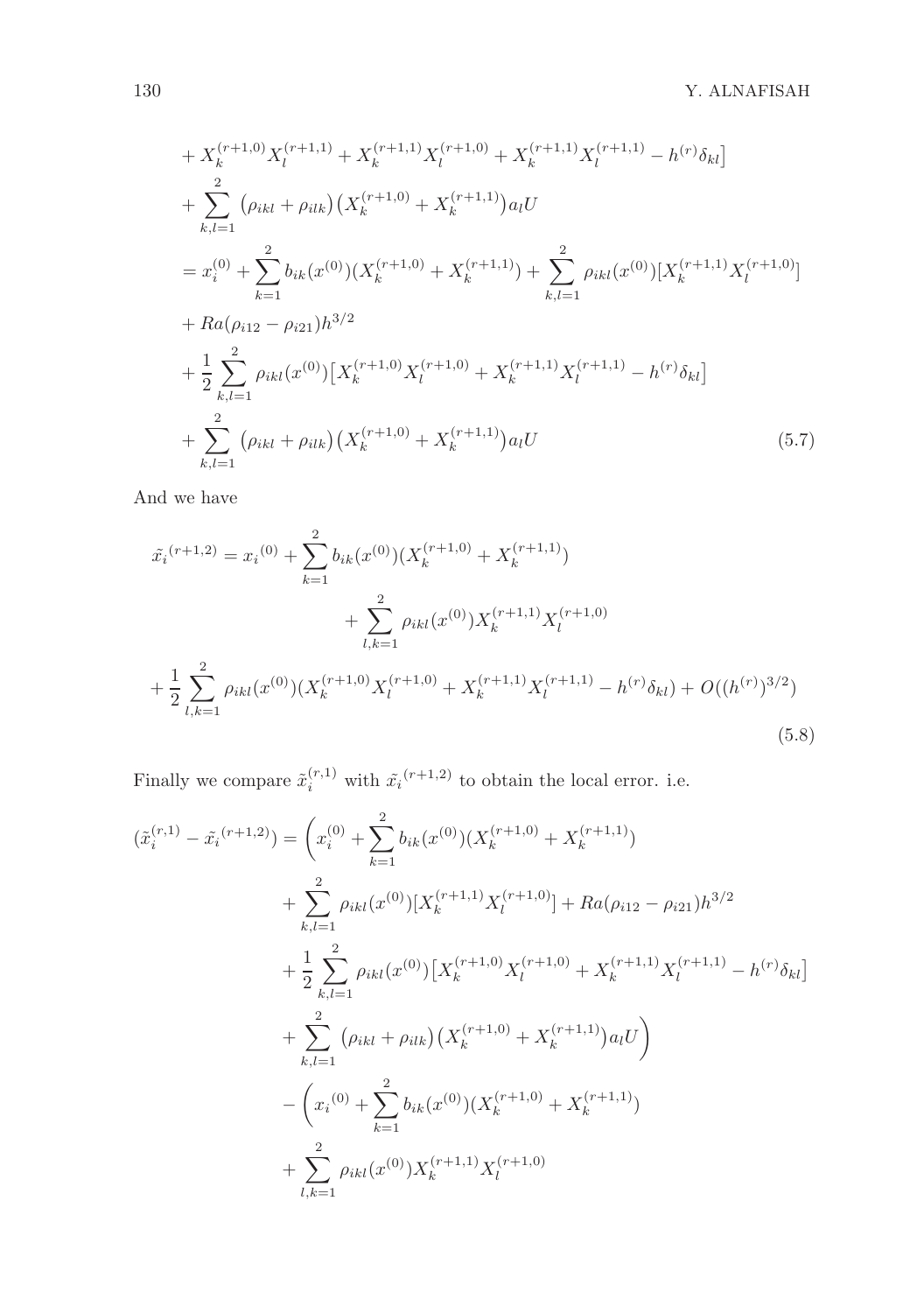$$
\begin{aligned}
&+ X_k^{(r+1,0)} X_l^{(r+1,1)} + X_k^{(r+1,1)} X_l^{(r+1,0)} + X_k^{(r+1,1)} X_l^{(r+1,1)} - h^{(r)}\delta_{kl}\big] \\
&+ \sum_{k,l=1}^{2} \big(\rho_{ikl} + \rho_{ilk}\big)\big(X_k^{(r+1,0)} + X_k^{(r+1,1)}\big) a_l U \\
&= x_i^{(0)} + \sum_{k=1}^{2} b_{ik}(x^{(0)})(X_k^{(r+1,0)} + X_k^{(r+1,1)}) + \sum_{k,l=1}^{2} \rho_{ikl}(x^{(0)})[X_k^{(r+1,1)} X_l^{(r+1,0)}] \\
&+ Ra(\rho_{i12} - \rho_{i21}) h^{3/2} \\
&+ \frac{1}{2}\sum_{k,l=1}^{2} \rho_{ikl}(x^{(0)})\big[X_k^{(r+1,0)} X_l^{(r+1,0)} + X_k^{(r+1,1)} X_l^{(r+1,1)} - h^{(r)}\delta_{kl}\big] \\
&+ \sum_{k,l=1}^{2} \big(\rho_{ikl} + \rho_{ilk}\big)\big(X_k^{(r+1,0)} + X_k^{(r+1,1)}\big) a_l U
\end{aligned} \tag{5.7}
$$

And we have

$$
\begin{aligned}
\tilde{x_i}^{(r+1,2)} = {x_i}^{(0)} &+ \sum_{k=1}^{2} b_{ik}(x^{(0)})(X_k^{(r+1,0)} + X_k^{(r+1,1)}) \\
&+ \sum_{l,k=1}^{2} \rho_{ikl}(x^{(0)}) X_k^{(r+1,1)} X_l^{(r+1,0)} \\
+ \frac{1}{2}\sum_{l,k=1}^{2} \rho_{ikl}(x^{(0)}) &(X_k^{(r+1,0)} X_l^{(r+1,0)} + X_k^{(r+1,1)} X_l^{(r+1,1)} - h^{(r)}\delta_{kl}) + O((h^{(r)})^{3/2})
\end{aligned} \tag{5.8}
$$

Finally we compare $\tilde{x}_i^{(r,1)}$ with $\tilde{x_i}^{(r+1,2)}$ to obtain the local error. i.e.

$$
\begin{aligned}
(\tilde{x}_i^{(r,1)} - \tilde{x_i}^{(r+1,2)}) = \Bigg( & x_i^{(0)} + \sum_{k=1}^{2} b_{ik}(x^{(0)})(X_k^{(r+1,0)} + X_k^{(r+1,1)}) \\
&+ \sum_{k,l=1}^{2} \rho_{ikl}(x^{(0)})[X_k^{(r+1,1)} X_l^{(r+1,0)}] + Ra(\rho_{i12} - \rho_{i21}) h^{3/2} \\
&+ \frac{1}{2}\sum_{k,l=1}^{2} \rho_{ikl}(x^{(0)})\big[X_k^{(r+1,0)} X_l^{(r+1,0)} + X_k^{(r+1,1)} X_l^{(r+1,1)} - h^{(r)}\delta_{kl}\big] \\
&+ \sum_{k,l=1}^{2} \big(\rho_{ikl} + \rho_{ilk}\big)\big(X_k^{(r+1,0)} + X_k^{(r+1,1)}\big) a_l U \Bigg) \\
&- \Bigg( {x_i}^{(0)} + \sum_{k=1}^{2} b_{ik}(x^{(0)})(X_k^{(r+1,0)} + X_k^{(r+1,1)}) \\
&+ \sum_{l,k=1}^{2} \rho_{ikl}(x^{(0)}) X_k^{(r+1,1)} X_l^{(r+1,0)}
\end{aligned}
$$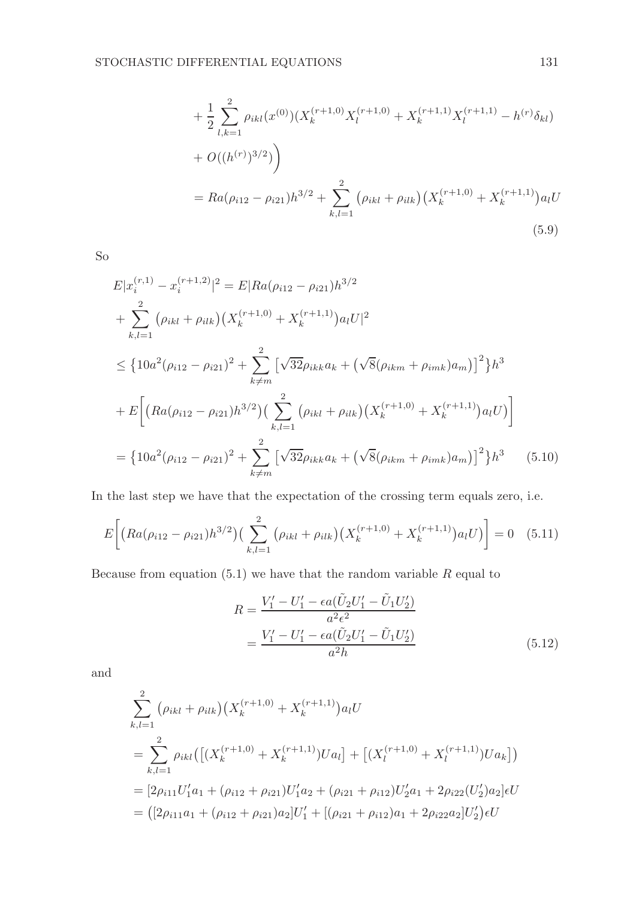$$
\begin{aligned}
&+\frac{1}{2}\sum_{l,k=1}^{2}\rho_{ikl}(x^{(0)})(X_k^{(r+1,0)}X_l^{(r+1,0)}+X_k^{(r+1,1)}X_l^{(r+1,1)}-h^{(r)}\delta_{kl})\\
&+O((h^{(r)})^{3/2})\Big)\\
&=Ra(\rho_{i12}-\rho_{i21})h^{3/2}+\sum_{k,l=1}^{2}\big(\rho_{ikl}+\rho_{ilk}\big)\big(X_k^{(r+1,0)}+X_k^{(r+1,1)}\big)a_lU
\end{aligned}
\tag{5.9}
$$

So

$$
\begin{aligned}
E|x_i^{(r,1)}-x_i^{(r+1,2)}|^2 &= E|Ra(\rho_{i12}-\rho_{i21})h^{3/2}\\
&+\sum_{k,l=1}^{2}\big(\rho_{ikl}+\rho_{ilk}\big)\big(X_k^{(r+1,0)}+X_k^{(r+1,1)}\big)a_lU|^2\\
&\le \big\{10a^2(\rho_{i12}-\rho_{i21})^2+\sum_{k\neq m}^{2}\big[\sqrt{32}\rho_{ikk}a_k+\big(\sqrt{8}(\rho_{ikm}+\rho_{imk})a_m\big)\big]^2\big\}h^3\\
&+E\bigg[\big(Ra(\rho_{i12}-\rho_{i21})h^{3/2}\big)\big(\sum_{k,l=1}^{2}\big(\rho_{ikl}+\rho_{ilk}\big)\big(X_k^{(r+1,0)}+X_k^{(r+1,1)}\big)a_lU\big)\bigg]\\
&=\big\{10a^2(\rho_{i12}-\rho_{i21})^2+\sum_{k\neq m}^{2}\big[\sqrt{32}\rho_{ikk}a_k+\big(\sqrt{8}(\rho_{ikm}+\rho_{imk})a_m\big)\big]^2\big\}h^3
\end{aligned}
\tag{5.10}
$$

In the last step we have that the expectation of the crossing term equals zero, i.e.

$$
E\bigg[\big(Ra(\rho_{i12}-\rho_{i21})h^{3/2}\big)\big(\sum_{k,l=1}^{2}\big(\rho_{ikl}+\rho_{ilk}\big)\big(X_k^{(r+1,0)}+X_k^{(r+1,1)}\big)a_lU\big)\bigg]=0 \tag{5.11}
$$

Because from equation (5.1) we have that the random variable $R$ equal to

$$
\begin{aligned}
R &= \frac{V_1'-U_1'-\epsilon a(\tilde{U}_2U_1'-\tilde{U}_1U_2')}{a^2\epsilon^2}\\
&= \frac{V_1'-U_1'-\epsilon a(\tilde{U}_2U_1'-\tilde{U}_1U_2')}{a^2h}
\end{aligned}
\tag{5.12}
$$

and

$$
\begin{aligned}
&\sum_{k,l=1}^{2}\big(\rho_{ikl}+\rho_{ilk}\big)\big(X_k^{(r+1,0)}+X_k^{(r+1,1)}\big)a_lU\\
&=\sum_{k,l=1}^{2}\rho_{ikl}\big(\big[(X_k^{(r+1,0)}+X_k^{(r+1,1)})Ua_l\big]+\big[(X_l^{(r+1,0)}+X_l^{(r+1,1)})Ua_k\big]\big)\\
&=[2\rho_{i11}U_1'a_1+(\rho_{i12}+\rho_{i21})U_1'a_2+(\rho_{i21}+\rho_{i12})U_2'a_1+2\rho_{i22}(U_2')a_2]\epsilon U\\
&=\big([2\rho_{i11}a_1+(\rho_{i12}+\rho_{i21})a_2]U_1'+[(\rho_{i21}+\rho_{i12})a_1+2\rho_{i22}a_2]U_2'\big)\epsilon U
\end{aligned}
$$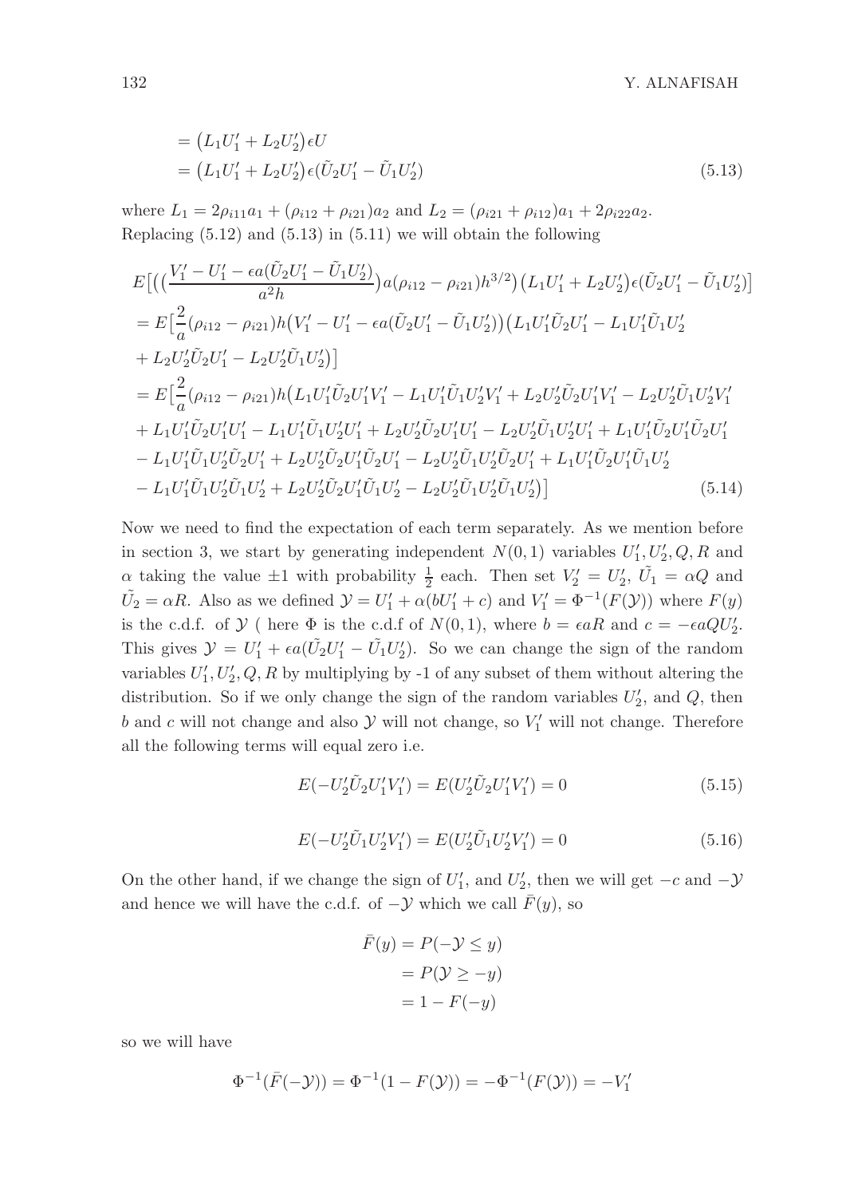$$
\begin{aligned}
&= \big(L_1 U_1' + L_2 U_2'\big)\epsilon U \\
&= \big(L_1 U_1' + L_2 U_2'\big)\epsilon(\tilde{U}_2 U_1' - \tilde{U}_1 U_2')
\end{aligned} \tag{5.13}
$$

where $L_1 = 2\rho_{i11}a_1 + (\rho_{i12} + \rho_{i21})a_2$ and $L_2 = (\rho_{i21} + \rho_{i12})a_1 + 2\rho_{i22}a_2$.
Replacing (5.12) and (5.13) in (5.11) we will obtain the following

$$
\begin{aligned}
&E\Big[\Big(\Big(\frac{V_1' - U_1' - \epsilon a(\tilde{U}_2 U_1' - \tilde{U}_1 U_2')}{a^2 h}\Big)a(\rho_{i12} - \rho_{i21})h^{3/2}\Big)\big(L_1 U_1' + L_2 U_2'\big)\epsilon(\tilde{U}_2 U_1' - \tilde{U}_1 U_2')\Big] \\
&= E\Big[\frac{2}{a}(\rho_{i12} - \rho_{i21})h\big(V_1' - U_1' - \epsilon a(\tilde{U}_2 U_1' - \tilde{U}_1 U_2')\big)\big(L_1 U_1'\tilde{U}_2 U_1' - L_1 U_1'\tilde{U}_1 U_2' \\
&+ L_2 U_2'\tilde{U}_2 U_1' - L_2 U_2'\tilde{U}_1 U_2'\big)\Big] \\
&= E\Big[\frac{2}{a}(\rho_{i12} - \rho_{i21})h\big(L_1 U_1'\tilde{U}_2 U_1' V_1' - L_1 U_1'\tilde{U}_1 U_2' V_1' + L_2 U_2'\tilde{U}_2 U_1' V_1' - L_2 U_2'\tilde{U}_1 U_2' V_1' \\
&+ L_1 U_1'\tilde{U}_2 U_1' U_1' - L_1 U_1'\tilde{U}_1 U_2' U_1' + L_2 U_2'\tilde{U}_2 U_1' U_1' - L_2 U_2'\tilde{U}_1 U_2' U_1' + L_1 U_1'\tilde{U}_2 U_1'\tilde{U}_2 U_1' \\
&- L_1 U_1'\tilde{U}_1 U_2'\tilde{U}_2 U_1' + L_2 U_2'\tilde{U}_2 U_1'\tilde{U}_2 U_1' - L_2 U_2'\tilde{U}_1 U_2'\tilde{U}_2 U_1' + L_1 U_1'\tilde{U}_2 U_1'\tilde{U}_1 U_2' \\
&- L_1 U_1'\tilde{U}_1 U_2'\tilde{U}_1 U_2' + L_2 U_2'\tilde{U}_2 U_1'\tilde{U}_1 U_2' - L_2 U_2'\tilde{U}_1 U_2'\tilde{U}_1 U_2'\big)\Big]
\end{aligned} \tag{5.14}
$$

Now we need to find the expectation of each term separately. As we mention before in section 3, we start by generating independent $N(0,1)$ variables $U_1', U_2', Q, R$ and $\alpha$ taking the value $\pm 1$ with probability $\frac{1}{2}$ each. Then set $V_2' = U_2'$, $\tilde{U}_1 = \alpha Q$ and $\tilde{U}_2 = \alpha R$. Also as we defined $\mathcal{Y} = U_1' + \alpha(bU_1' + c)$ and $V_1' = \Phi^{-1}(F(\mathcal{Y}))$ where $F(y)$ is the c.d.f. of $\mathcal{Y}$ ( here $\Phi$ is the c.d.f of $N(0,1)$, where $b = \epsilon a R$ and $c = -\epsilon a Q U_2'$. This gives $\mathcal{Y} = U_1' + \epsilon a(\tilde{U}_2 U_1' - \tilde{U}_1 U_2')$. So we can change the sign of the random variables $U_1', U_2', Q, R$ by multiplying by -1 of any subset of them without altering the distribution. So if we only change the sign of the random variables $U_2'$, and $Q$, then $b$ and $c$ will not change and also $\mathcal{Y}$ will not change, so $V_1'$ will not change. Therefore all the following terms will equal zero i.e.

$$
E(-U_2'\tilde{U}_2 U_1' V_1') = E(U_2'\tilde{U}_2 U_1' V_1') = 0 \tag{5.15}
$$

$$
E(-U_2'\tilde{U}_1 U_2' V_1') = E(U_2'\tilde{U}_1 U_2' V_1') = 0 \tag{5.16}
$$

On the other hand, if we change the sign of $U_1'$, and $U_2'$, then we will get $-c$ and $-\mathcal{Y}$ and hence we will have the c.d.f. of $-\mathcal{Y}$ which we call $\bar{F}(y)$, so

$$
\begin{aligned}
\bar{F}(y) &= P(-\mathcal{Y} \le y) \\
&= P(\mathcal{Y} \ge -y) \\
&= 1 - F(-y)
\end{aligned}
$$

so we will have

$$
\Phi^{-1}(\bar{F}(-\mathcal{Y})) = \Phi^{-1}(1 - F(\mathcal{Y})) = -\Phi^{-1}(F(\mathcal{Y})) = -V_1'
$$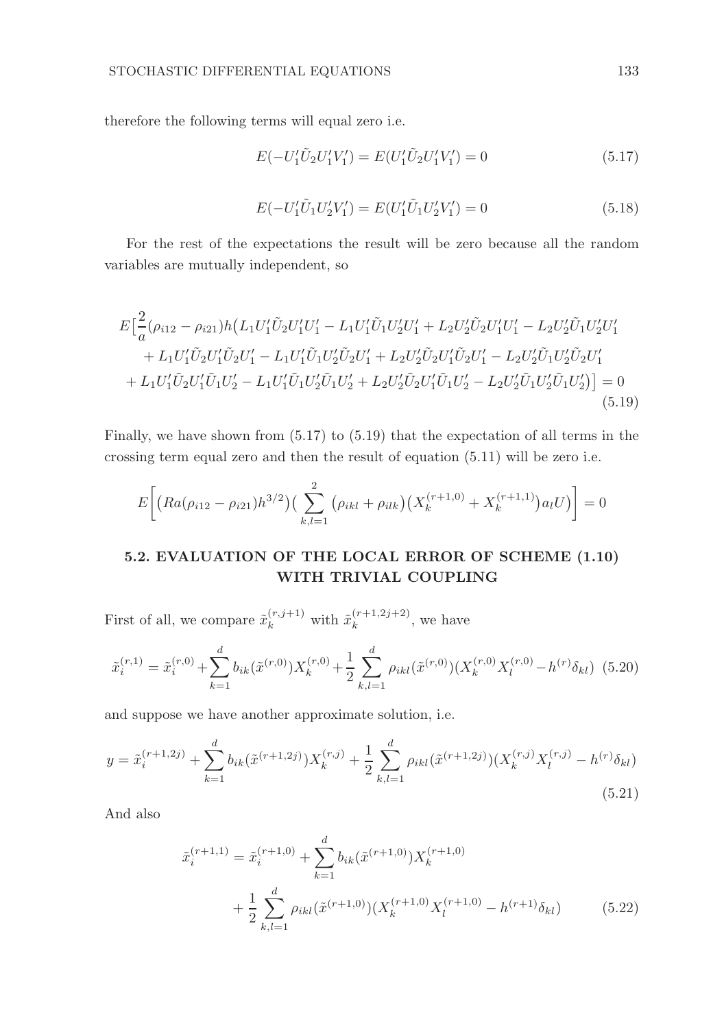therefore the following terms will equal zero i.e.

$$E(-U_1'\tilde{U}_2U_1'V_1') = E(U_1'\tilde{U}_2U_1'V_1') = 0 \tag{5.17}$$

$$E(-U_1'\tilde{U}_1U_2'V_1') = E(U_1'\tilde{U}_1U_2'V_1') = 0 \tag{5.18}$$

For the rest of the expectations the result will be zero because all the random variables are mutually independent, so

$$\begin{aligned}
E\Big[\frac{2}{a}(\rho_{i12}-\rho_{i21})h\big(&L_1U_1'\tilde{U}_2U_1'U_1' - L_1U_1'\tilde{U}_1U_2'U_1' + L_2U_2'\tilde{U}_2U_1'U_1' - L_2U_2'\tilde{U}_1U_2'U_1' \\
&+ L_1U_1'\tilde{U}_2U_1'\tilde{U}_2U_1' - L_1U_1'\tilde{U}_1U_2'\tilde{U}_2U_1' + L_2U_2'\tilde{U}_2U_1'\tilde{U}_2U_1' - L_2U_2'\tilde{U}_1U_2'\tilde{U}_2U_1' \\
&+ L_1U_1'\tilde{U}_2U_1'\tilde{U}_1U_2' - L_1U_1'\tilde{U}_1U_2'\tilde{U}_1U_2' + L_2U_2'\tilde{U}_2U_1'\tilde{U}_1U_2' - L_2U_2'\tilde{U}_1U_2'\tilde{U}_1U_2'\big)\Big] = 0
\end{aligned} \tag{5.19}$$

Finally, we have shown from (5.17) to (5.19) that the expectation of all terms in the crossing term equal zero and then the result of equation (5.11) will be zero i.e.

$$E\bigg[\big(Ra(\rho_{i12}-\rho_{i21})h^{3/2}\big)\Big(\sum_{k,l=1}^{2}\big(\rho_{ikl}+\rho_{ilk}\big)\big(X_k^{(r+1,0)}+X_k^{(r+1,1)}\big)a_lU\Big)\bigg] = 0$$

## 5.2. EVALUATION OF THE LOCAL ERROR OF SCHEME (1.10) WITH TRIVIAL COUPLING

First of all, we compare $\tilde{x}_k^{(r,j+1)}$ with $\tilde{x}_k^{(r+1,2j+2)}$, we have

$$\tilde{x}_i^{(r,1)} = \tilde{x}_i^{(r,0)} + \sum_{k=1}^{d} b_{ik}(\tilde{x}^{(r,0)})X_k^{(r,0)} + \frac{1}{2}\sum_{k,l=1}^{d}\rho_{ikl}(\tilde{x}^{(r,0)})(X_k^{(r,0)}X_l^{(r,0)} - h^{(r)}\delta_{kl}) \tag{5.20}$$

and suppose we have another approximate solution, i.e.

$$y = \tilde{x}_i^{(r+1,2j)} + \sum_{k=1}^{d} b_{ik}(\tilde{x}^{(r+1,2j)})X_k^{(r,j)} + \frac{1}{2}\sum_{k,l=1}^{d}\rho_{ikl}(\tilde{x}^{(r+1,2j)})(X_k^{(r,j)}X_l^{(r,j)} - h^{(r)}\delta_{kl}) \tag{5.21}$$

And also

$$\begin{aligned}
\tilde{x}_i^{(r+1,1)} = \tilde{x}_i^{(r+1,0)} &+ \sum_{k=1}^{d} b_{ik}(\tilde{x}^{(r+1,0)})X_k^{(r+1,0)} \\
&+ \frac{1}{2}\sum_{k,l=1}^{d}\rho_{ikl}(\tilde{x}^{(r+1,0)})(X_k^{(r+1,0)}X_l^{(r+1,0)} - h^{(r+1)}\delta_{kl})
\end{aligned} \tag{5.22}$$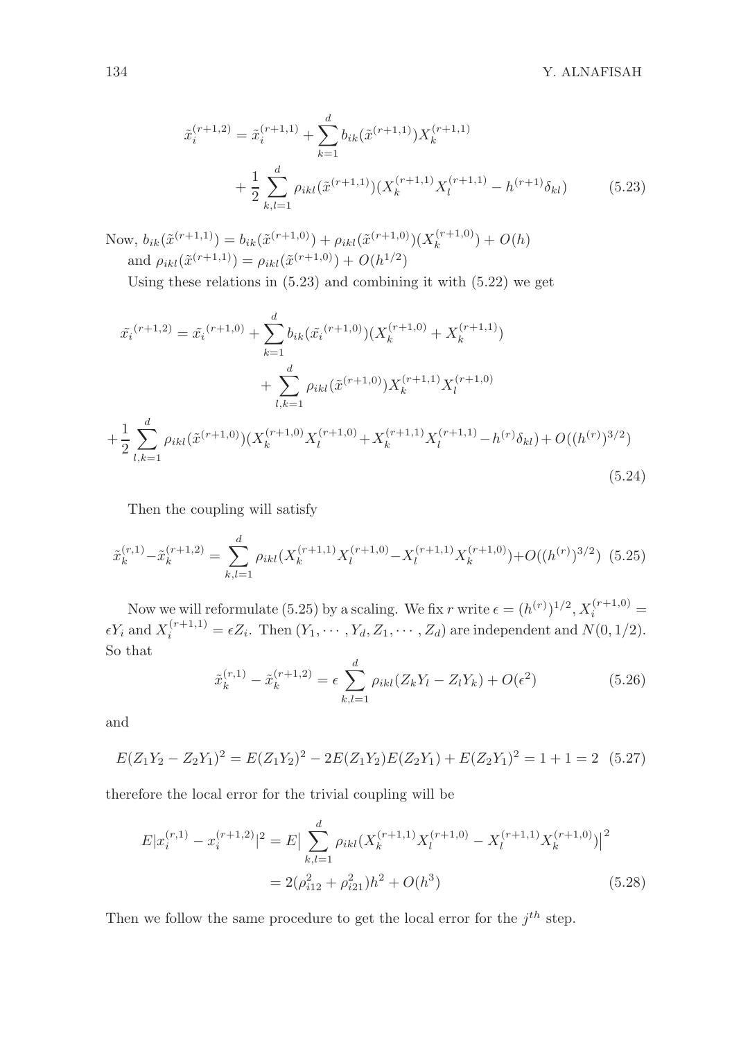$$\tilde{x}_i^{(r+1,2)} = \tilde{x}_i^{(r+1,1)} + \sum_{k=1}^{d} b_{ik}(\tilde{x}^{(r+1,1)}) X_k^{(r+1,1)} + \frac{1}{2} \sum_{k,l=1}^{d} \rho_{ikl}(\tilde{x}^{(r+1,1)})(X_k^{(r+1,1)} X_l^{(r+1,1)} - h^{(r+1)} \delta_{kl}) \tag{5.23}$$

Now, $b_{ik}(\tilde{x}^{(r+1,1)}) = b_{ik}(\tilde{x}^{(r+1,0)}) + \rho_{ikl}(\tilde{x}^{(r+1,0)})(X_k^{(r+1,0)}) + O(h)$ and $\rho_{ikl}(\tilde{x}^{(r+1,1)}) = \rho_{ikl}(\tilde{x}^{(r+1,0)}) + O(h^{1/2})$

Using these relations in (5.23) and combining it with (5.22) we get

$$\tilde{x_i}^{(r+1,2)} = \tilde{x_i}^{(r+1,0)} + \sum_{k=1}^{d} b_{ik}(\tilde{x_i}^{(r+1,0)})(X_k^{(r+1,0)} + X_k^{(r+1,1)}) + \sum_{l,k=1}^{d} \rho_{ikl}(\tilde{x}^{(r+1,0)}) X_k^{(r+1,1)} X_l^{(r+1,0)}$$
$$+ \frac{1}{2} \sum_{l,k=1}^{d} \rho_{ikl}(\tilde{x}^{(r+1,0)})(X_k^{(r+1,0)} X_l^{(r+1,0)} + X_k^{(r+1,1)} X_l^{(r+1,1)} - h^{(r)} \delta_{kl}) + O((h^{(r)})^{3/2}) \tag{5.24}$$

Then the coupling will satisfy

$$\tilde{x}_k^{(r,1)} - \tilde{x}_k^{(r+1,2)} = \sum_{k,l=1}^{d} \rho_{ikl}(X_k^{(r+1,1)} X_l^{(r+1,0)} - X_l^{(r+1,1)} X_k^{(r+1,0)}) + O((h^{(r)})^{3/2}) \tag{5.25}$$

Now we will reformulate (5.25) by a scaling. We fix $r$ write $\epsilon = (h^{(r)})^{1/2}$, $X_i^{(r+1,0)} = \epsilon Y_i$ and $X_i^{(r+1,1)} = \epsilon Z_i$. Then $(Y_1, \cdots, Y_d, Z_1, \cdots, Z_d)$ are independent and $N(0, 1/2)$. So that

$$\tilde{x}_k^{(r,1)} - \tilde{x}_k^{(r+1,2)} = \epsilon \sum_{k,l=1}^{d} \rho_{ikl}(Z_k Y_l - Z_l Y_k) + O(\epsilon^2) \tag{5.26}$$

and

$$E(Z_1 Y_2 - Z_2 Y_1)^2 = E(Z_1 Y_2)^2 - 2E(Z_1 Y_2)E(Z_2 Y_1) + E(Z_2 Y_1)^2 = 1 + 1 = 2 \tag{5.27}$$

therefore the local error for the trivial coupling will be

$$E|x_i^{(r,1)} - x_i^{(r+1,2)}|^2 = E\big| \sum_{k,l=1}^{d} \rho_{ikl}(X_k^{(r+1,1)} X_l^{(r+1,0)} - X_l^{(r+1,1)} X_k^{(r+1,0)})\big|^2 = 2(\rho_{i12}^2 + \rho_{i21}^2)h^2 + O(h^3) \tag{5.28}$$

Then we follow the same procedure to get the local error for the $j^{th}$ step.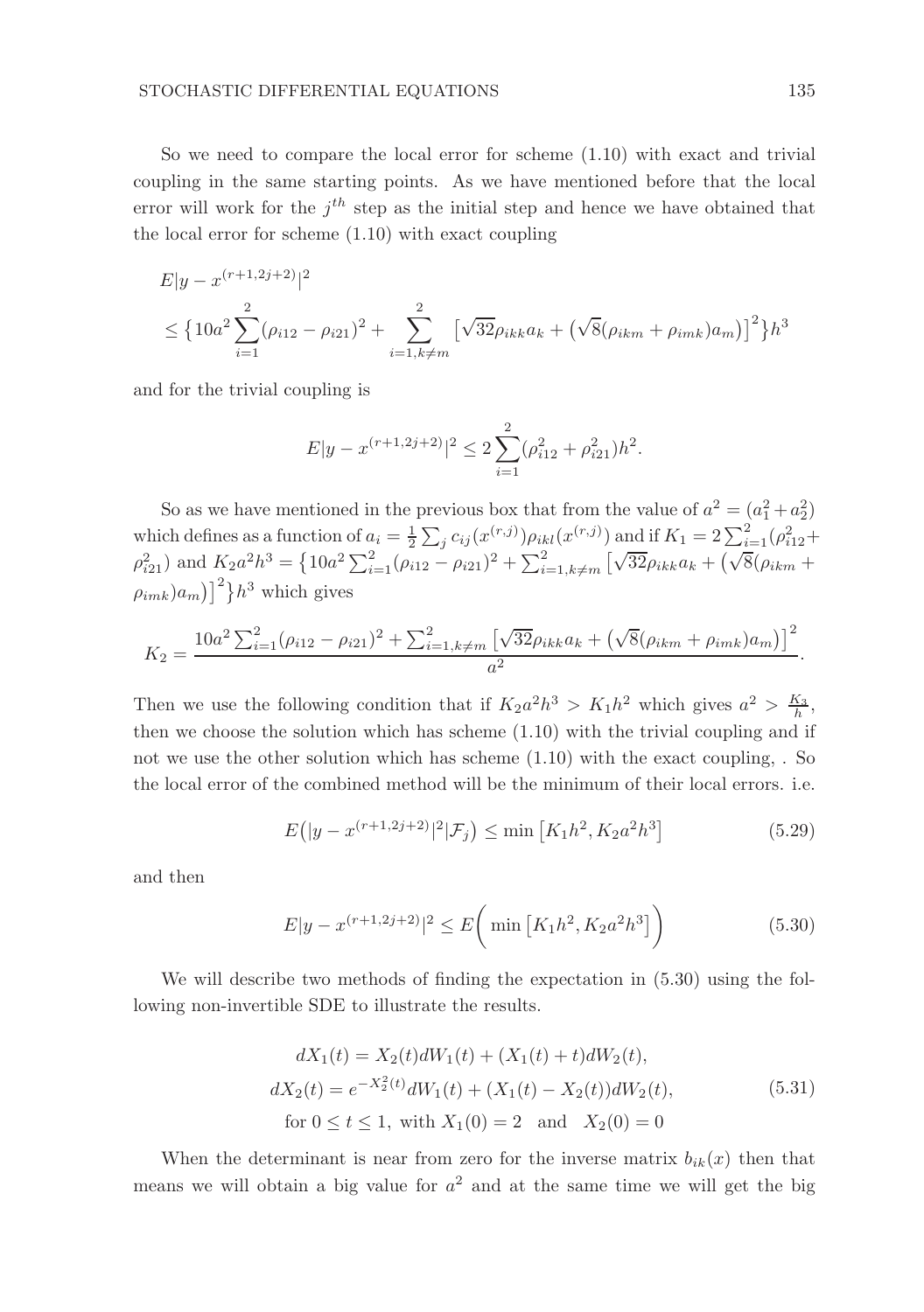So we need to compare the local error for scheme (1.10) with exact and trivial coupling in the same starting points. As we have mentioned before that the local error will work for the $j^{th}$ step as the initial step and hence we have obtained that the local error for scheme (1.10) with exact coupling

$$
\begin{aligned}
&E|y - x^{(r+1,2j+2)}|^2 \\
&\leq \big\{10a^2 \sum_{i=1}^{2} (\rho_{i12} - \rho_{i21})^2 + \sum_{i=1,k\neq m}^{2} \big[\sqrt{32}\rho_{ikk}a_k + \big(\sqrt{8}(\rho_{ikm} + \rho_{imk})a_m\big)\big]^2\big\} h^3
\end{aligned}
$$

and for the trivial coupling is

$$
E|y - x^{(r+1,2j+2)}|^2 \leq 2\sum_{i=1}^{2} (\rho_{i12}^2 + \rho_{i21}^2) h^2.
$$

So as we have mentioned in the previous box that from the value of $a^2 = (a_1^2 + a_2^2)$ which defines as a function of $a_i = \frac{1}{2}\sum_j c_{ij}(x^{(r,j)})\rho_{ikl}(x^{(r,j)})$ and if $K_1 = 2\sum_{i=1}^{2}(\rho_{i12}^2 + \rho_{i21}^2)$ and $K_2 a^2 h^3 = \big\{10a^2 \sum_{i=1}^{2} (\rho_{i12} - \rho_{i21})^2 + \sum_{i=1,k\neq m}^{2} \big[\sqrt{32}\rho_{ikk}a_k + \big(\sqrt{8}(\rho_{ikm} + \rho_{imk})a_m\big)\big]^2\big\} h^3$ which gives

$$
K_2 = \frac{10a^2 \sum_{i=1}^{2} (\rho_{i12} - \rho_{i21})^2 + \sum_{i=1,k\neq m}^{2} \big[\sqrt{32}\rho_{ikk}a_k + \big(\sqrt{8}(\rho_{ikm} + \rho_{imk})a_m\big)\big]^2}{a^2}.
$$

Then we use the following condition that if $K_2 a^2 h^3 > K_1 h^2$ which gives $a^2 > \frac{K_3}{h}$, then we choose the solution which has scheme (1.10) with the trivial coupling and if not we use the other solution which has scheme (1.10) with the exact coupling, . So the local error of the combined method will be the minimum of their local errors. i.e.

$$
E\big(|y - x^{(r+1,2j+2)}|^2 | \mathcal{F}_j\big) \leq \min\big[K_1 h^2, K_2 a^2 h^3\big] \tag{5.29}
$$

and then

$$
E|y - x^{(r+1,2j+2)}|^2 \leq E\bigg(\min\big[K_1 h^2, K_2 a^2 h^3\big]\bigg) \tag{5.30}
$$

We will describe two methods of finding the expectation in (5.30) using the following non-invertible SDE to illustrate the results.

$$
\begin{aligned}
dX_1(t) &= X_2(t)dW_1(t) + (X_1(t) + t)dW_2(t), \\
dX_2(t) &= e^{-X_2^2(t)}dW_1(t) + (X_1(t) - X_2(t))dW_2(t), \\
&\text{for } 0 \leq t \leq 1, \text{ with } X_1(0) = 2 \quad \text{and} \quad X_2(0) = 0
\end{aligned} \tag{5.31}
$$

When the determinant is near from zero for the inverse matrix $b_{ik}(x)$ then that means we will obtain a big value for $a^2$ and at the same time we will get the big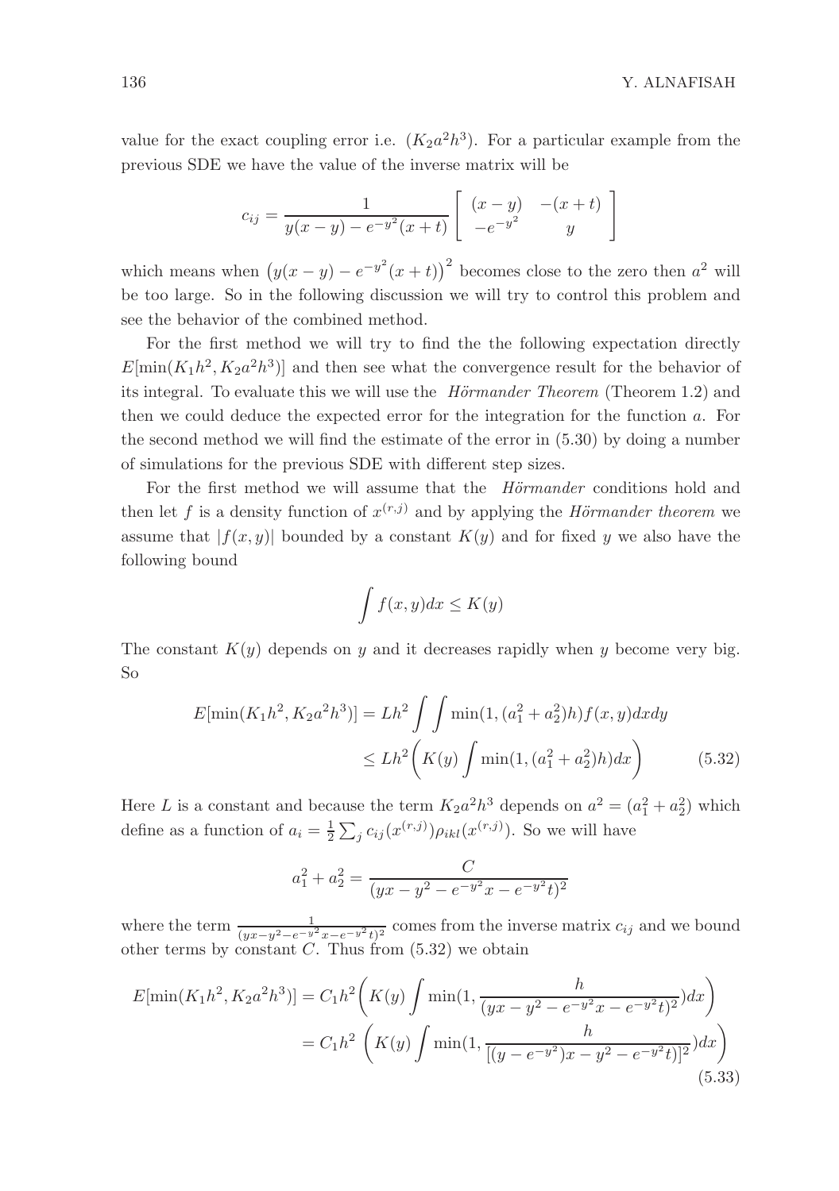value for the exact coupling error i.e. $(K_2 a^2 h^3)$. For a particular example from the previous SDE we have the value of the inverse matrix will be

$$c_{ij} = \frac{1}{y(x-y) - e^{-y^2}(x+t)} \begin{bmatrix} (x-y) & -(x+t) \\ -e^{-y^2} & y \end{bmatrix}$$

which means when $\left(y(x-y) - e^{-y^2}(x+t)\right)^2$ becomes close to the zero then $a^2$ will be too large. So in the following discussion we will try to control this problem and see the behavior of the combined method.

For the first method we will try to find the the following expectation directly $E[\min(K_1 h^2, K_2 a^2 h^3)]$ and then see what the convergence result for the behavior of its integral. To evaluate this we will use the *Hörmander Theorem* (Theorem 1.2) and then we could deduce the expected error for the integration for the function $a$. For the second method we will find the estimate of the error in (5.30) by doing a number of simulations for the previous SDE with different step sizes.

For the first method we will assume that the *Hörmander* conditions hold and then let $f$ is a density function of $x^{(r,j)}$ and by applying the *Hörmander theorem* we assume that $|f(x,y)|$ bounded by a constant $K(y)$ and for fixed $y$ we also have the following bound

$$\int f(x,y)dx \leq K(y)$$

The constant $K(y)$ depends on $y$ and it decreases rapidly when $y$ become very big. So

$$\begin{aligned} E[\min(K_1 h^2, K_2 a^2 h^3)] &= Lh^2 \int \int \min(1, (a_1^2 + a_2^2)h) f(x,y) dx dy \\ &\leq Lh^2 \bigg( K(y) \int \min(1, (a_1^2 + a_2^2)h) dx \bigg) \end{aligned} \tag{5.32}$$

Here $L$ is a constant and because the term $K_2 a^2 h^3$ depends on $a^2 = (a_1^2 + a_2^2)$ which define as a function of $a_i = \frac{1}{2}\sum_j c_{ij}(x^{(r,j)})\rho_{ikl}(x^{(r,j)})$. So we will have

$$a_1^2 + a_2^2 = \frac{C}{(yx - y^2 - e^{-y^2}x - e^{-y^2}t)^2}$$

where the term $\frac{1}{(yx - y^2 - e^{-y^2}x - e^{-y^2}t)^2}$ comes from the inverse matrix $c_{ij}$ and we bound other terms by constant $C$. Thus from (5.32) we obtain

$$\begin{aligned} E[\min(K_1 h^2, K_2 a^2 h^3)] &= C_1 h^2 \bigg( K(y) \int \min(1, \frac{h}{(yx - y^2 - e^{-y^2}x - e^{-y^2}t)^2}) dx \bigg) \\ &= C_1 h^2 \left( K(y) \int \min(1, \frac{h}{[(y - e^{-y^2})x - y^2 - e^{-y^2}t)]^2}) dx \right) \end{aligned} \tag{5.33}$$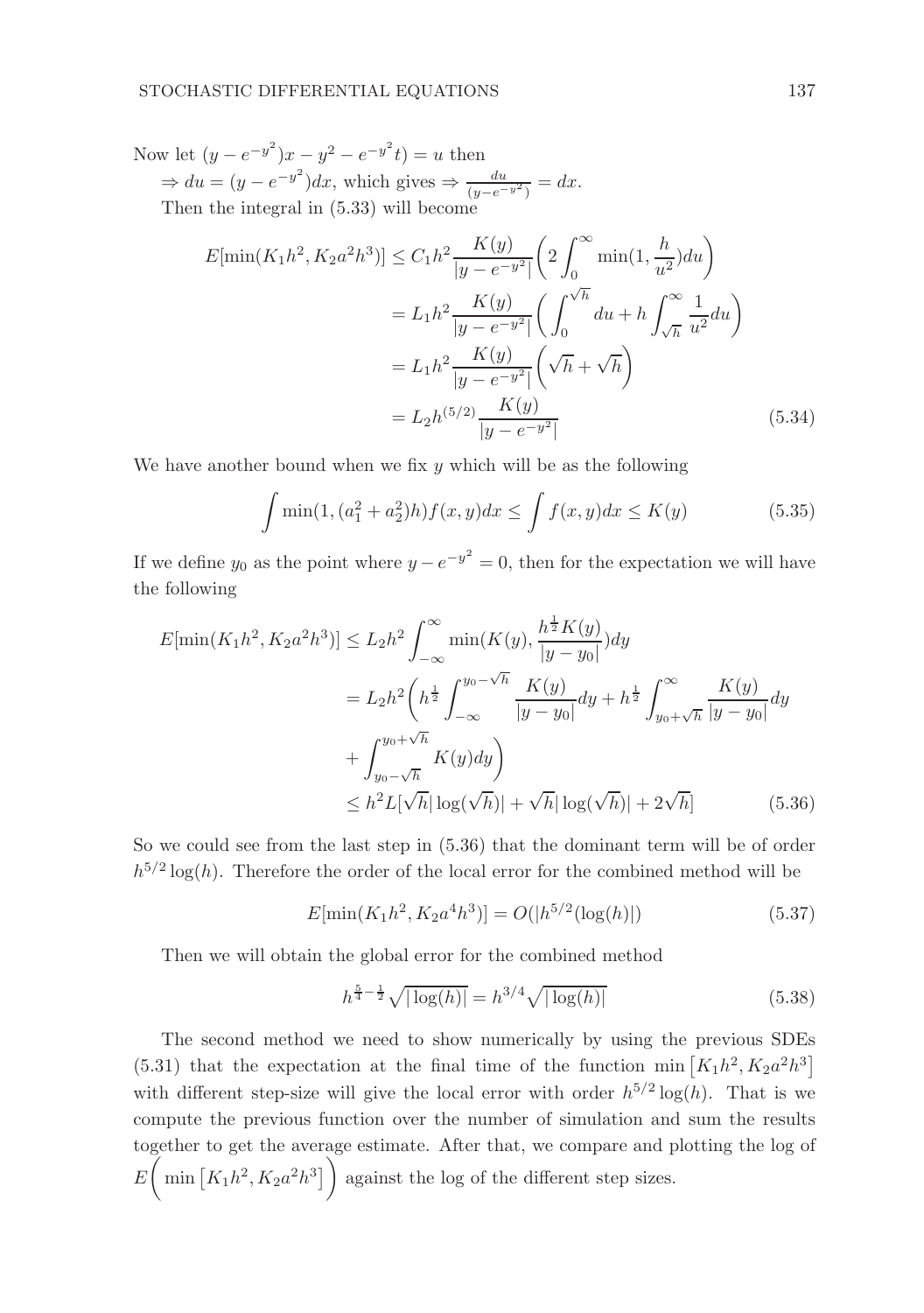Now let $(y - e^{-y^2})x - y^2 - e^{-y^2}t) = u$ then

$\Rightarrow du = (y - e^{-y^2})dx$, which gives $\Rightarrow \frac{du}{(y-e^{-y^2})} = dx$.

Then the integral in (5.33) will become

$$
\begin{aligned}
E[\min(K_1 h^2, K_2 a^2 h^3)] &\le C_1 h^2 \frac{K(y)}{|y - e^{-y^2}|}\bigg(2\int_0^\infty \min(1, \frac{h}{u^2})du\bigg) \\
&= L_1 h^2 \frac{K(y)}{|y - e^{-y^2}|}\bigg(\int_0^{\sqrt{h}} du + h\int_{\sqrt{h}}^\infty \frac{1}{u^2}du\bigg) \\
&= L_1 h^2 \frac{K(y)}{|y - e^{-y^2}|}\bigg(\sqrt{h} + \sqrt{h}\bigg) \\
&= L_2 h^{(5/2)} \frac{K(y)}{|y - e^{-y^2}|} \qquad (5.34)
\end{aligned}
$$

We have another bound when we fix $y$ which will be as the following

$$
\int \min(1, (a_1^2 + a_2^2)h) f(x,y)dx \le \int f(x,y)dx \le K(y) \qquad (5.35)
$$

If we define $y_0$ as the point where $y - e^{-y^2} = 0$, then for the expectation we will have the following

$$
\begin{aligned}
E[\min(K_1 h^2, K_2 a^2 h^3)] &\le L_2 h^2 \int_{-\infty}^{\infty} \min(K(y), \frac{h^{\frac{1}{2}} K(y)}{|y - y_0|})dy \\
&= L_2 h^2 \bigg(h^{\frac{1}{2}} \int_{-\infty}^{y_0 - \sqrt{h}} \frac{K(y)}{|y - y_0|}dy + h^{\frac{1}{2}} \int_{y_0+\sqrt{h}}^{\infty} \frac{K(y)}{|y - y_0|}dy \\
&+ \int_{y_0 - \sqrt{h}}^{y_0+\sqrt{h}} K(y)dy\bigg) \\
&\le h^2 L[\sqrt{h}|\log(\sqrt{h})| + \sqrt{h}|\log(\sqrt{h})| + 2\sqrt{h}] \qquad (5.36)
\end{aligned}
$$

So we could see from the last step in (5.36) that the dominant term will be of order $h^{5/2}\log(h)$. Therefore the order of the local error for the combined method will be

$$
E[\min(K_1 h^2, K_2 a^4 h^3)] = O(|h^{5/2}(\log(h)|) \qquad (5.37)
$$

Then we will obtain the global error for the combined method

$$
h^{\frac{5}{4} - \frac{1}{2}} \sqrt{|\log(h)|} = h^{3/4}\sqrt{|\log(h)|} \qquad (5.38)
$$

The second method we need to show numerically by using the previous SDEs (5.31) that the expectation at the final time of the function $\min\left[K_1 h^2, K_2 a^2 h^3\right]$ with different step-size will give the local error with order $h^{5/2}\log(h)$. That is we compute the previous function over the number of simulation and sum the results together to get the average estimate. After that, we compare and plotting the log of $E\bigg(\min\left[K_1 h^2, K_2 a^2 h^3\right]\bigg)$ against the log of the different step sizes.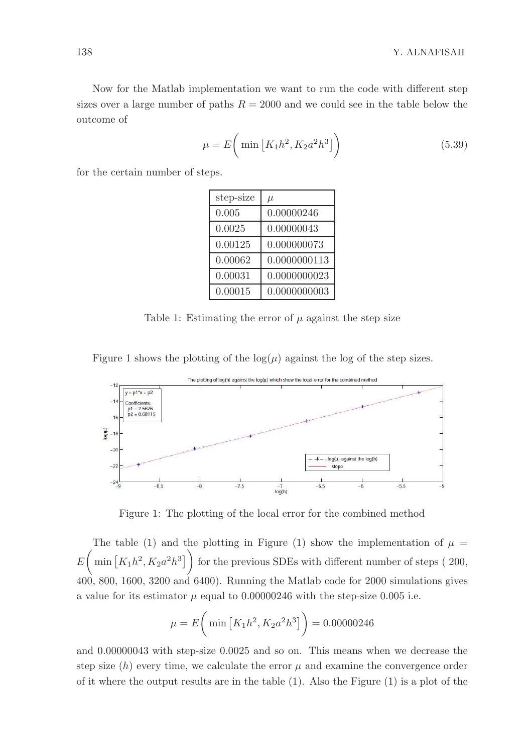Now for the Matlab implementation we want to run the code with different step sizes over a large number of paths $R = 2000$ and we could see in the table below the outcome of

$$\mu = E\bigg( \min \left[K_1 h^2, K_2 a^2 h^3\right] \bigg) \tag{5.39}$$

for the certain number of steps.

| step-size | $\mu$ |
|---|---|
| 0.005 | 0.00000246 |
| 0.0025 | 0.00000043 |
| 0.00125 | 0.000000073 |
| 0.00062 | 0.0000000113 |
| 0.00031 | 0.0000000023 |
| 0.00015 | 0.0000000003 |

Table 1: Estimating the error of $\mu$ against the step size

Figure 1 shows the plotting of the $\log(\mu)$ against the log of the step sizes.

Figure 1: The plotting of the local error for the combined method

The table (1) and the plotting in Figure (1) show the implementation of $\mu = E\bigg( \min \left[K_1 h^2, K_2 a^2 h^3\right] \bigg)$ for the previous SDEs with different number of steps ( 200, 400, 800, 1600, 3200 and 6400). Running the Matlab code for 2000 simulations gives a value for its estimator $\mu$ equal to 0.00000246 with the step-size 0.005 i.e.

$$\mu = E\bigg( \min \left[K_1 h^2, K_2 a^2 h^3\right] \bigg) = 0.00000246$$

and 0.00000043 with step-size 0.0025 and so on. This means when we decrease the step size ($h$) every time, we calculate the error $\mu$ and examine the convergence order of it where the output results are in the table (1). Also the Figure (1) is a plot of the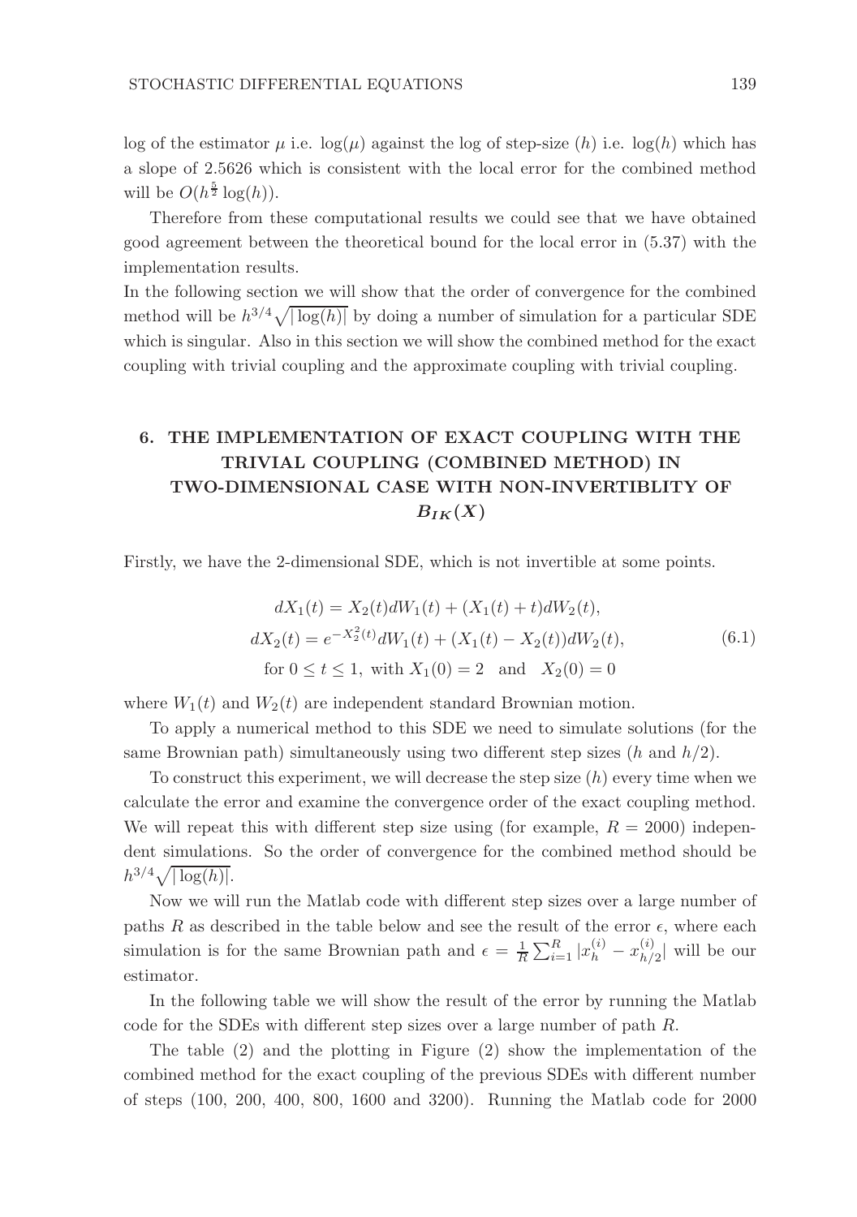log of the estimator $\mu$ i.e. $\log(\mu)$ against the log of step-size $(h)$ i.e. $\log(h)$ which has a slope of 2.5626 which is consistent with the local error for the combined method will be $O(h^{\frac{5}{2}} \log(h))$.

Therefore from these computational results we could see that we have obtained good agreement between the theoretical bound for the local error in (5.37) with the implementation results.

In the following section we will show that the order of convergence for the combined method will be $h^{3/4}\sqrt{|\log(h)|}$ by doing a number of simulation for a particular SDE which is singular. Also in this section we will show the combined method for the exact coupling with trivial coupling and the approximate coupling with trivial coupling.

## 6. THE IMPLEMENTATION OF EXACT COUPLING WITH THE TRIVIAL COUPLING (COMBINED METHOD) IN TWO-DIMENSIONAL CASE WITH NON-INVERTIBLITY OF $B_{IK}(X)$

Firstly, we have the 2-dimensional SDE, which is not invertible at some points.

$$
\begin{aligned}
dX_1(t) &= X_2(t)dW_1(t) + (X_1(t) + t)dW_2(t), \\
dX_2(t) &= e^{-X_2^2(t)}dW_1(t) + (X_1(t) - X_2(t))dW_2(t), \\
&\text{for } 0 \leq t \leq 1, \text{ with } X_1(0) = 2 \quad \text{and} \quad X_2(0) = 0
\end{aligned}
\tag{6.1}
$$

where $W_1(t)$ and $W_2(t)$ are independent standard Brownian motion.

To apply a numerical method to this SDE we need to simulate solutions (for the same Brownian path) simultaneously using two different step sizes ($h$ and $h/2$).

To construct this experiment, we will decrease the step size $(h)$ every time when we calculate the error and examine the convergence order of the exact coupling method. We will repeat this with different step size using (for example, $R = 2000$) independent simulations. So the order of convergence for the combined method should be $h^{3/4}\sqrt{|\log(h)|}$.

Now we will run the Matlab code with different step sizes over a large number of paths $R$ as described in the table below and see the result of the error $\epsilon$, where each simulation is for the same Brownian path and $\epsilon = \frac{1}{R}\sum_{i=1}^{R} |x_h^{(i)} - x_{h/2}^{(i)}|$ will be our estimator.

In the following table we will show the result of the error by running the Matlab code for the SDEs with different step sizes over a large number of path $R$.

The table (2) and the plotting in Figure (2) show the implementation of the combined method for the exact coupling of the previous SDEs with different number of steps (100, 200, 400, 800, 1600 and 3200). Running the Matlab code for 2000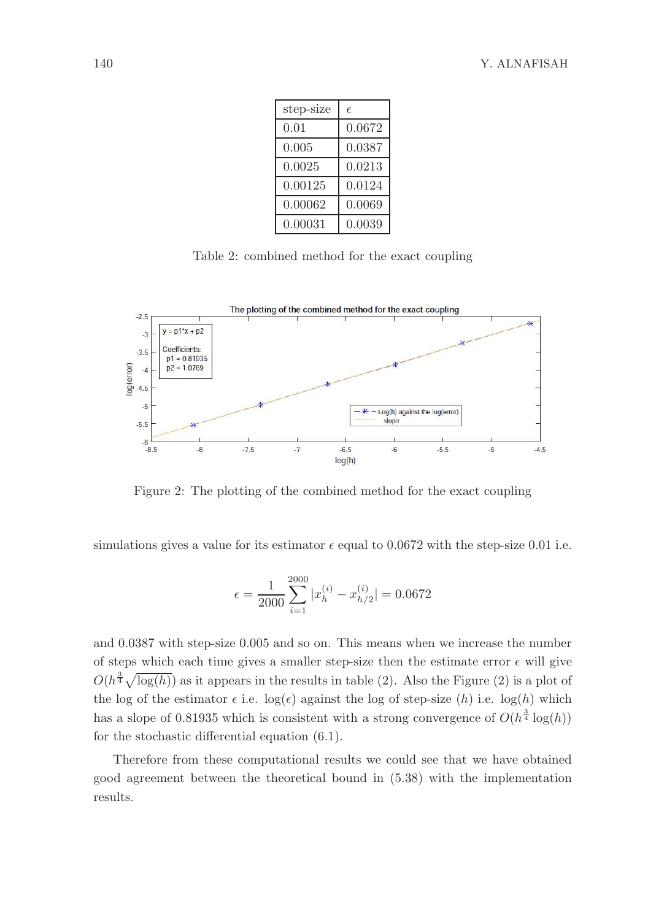| step-size | $\epsilon$ |
|---|---|
| 0.01 | 0.0672 |
| 0.005 | 0.0387 |
| 0.0025 | 0.0213 |
| 0.00125 | 0.0124 |
| 0.00062 | 0.0069 |
| 0.00031 | 0.0039 |

Table 2: combined method for the exact coupling

Figure 2: The plotting of the combined method for the exact coupling

simulations gives a value for its estimator $\epsilon$ equal to 0.0672 with the step-size 0.01 i.e.

$$\epsilon = \frac{1}{2000} \sum_{i=1}^{2000} |x_h^{(i)} - x_{h/2}^{(i)}| = 0.0672$$

and 0.0387 with step-size 0.005 and so on. This means when we increase the number of steps which each time gives a smaller step-size then the estimate error $\epsilon$ will give $O(h^{\frac{3}{4}}\sqrt{\log(h)})$ as it appears in the results in table (2). Also the Figure (2) is a plot of the log of the estimator $\epsilon$ i.e. $\log(\epsilon)$ against the log of step-size $(h)$ i.e. $\log(h)$ which has a slope of 0.81935 which is consistent with a strong convergence of $O(h^{\frac{3}{4}}\log(h))$ for the stochastic differential equation (6.1).

Therefore from these computational results we could see that we have obtained good agreement between the theoretical bound in (5.38) with the implementation results.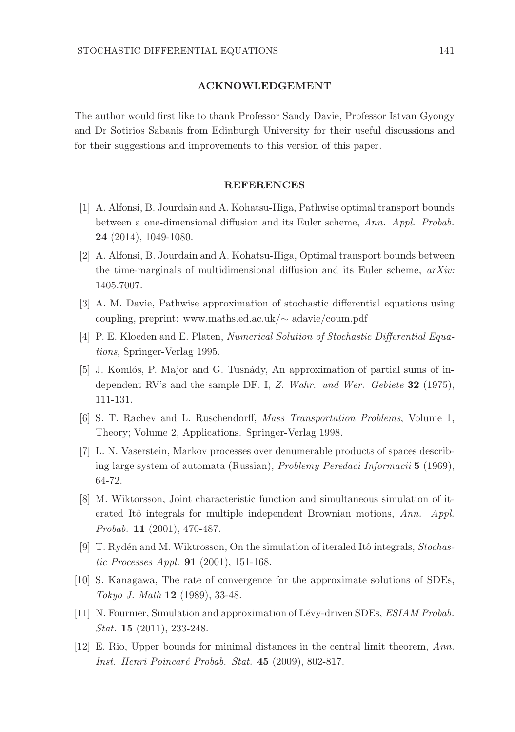## ACKNOWLEDGEMENT

The author would first like to thank Professor Sandy Davie, Professor Istvan Gyongy and Dr Sotirios Sabanis from Edinburgh University for their useful discussions and for their suggestions and improvements to this version of this paper.

## REFERENCES

[1] A. Alfonsi, B. Jourdain and A. Kohatsu-Higa, Pathwise optimal transport bounds between a one-dimensional diffusion and its Euler scheme, *Ann. Appl. Probab.* **24** (2014), 1049-1080.

[2] A. Alfonsi, B. Jourdain and A. Kohatsu-Higa, Optimal transport bounds between the time-marginals of multidimensional diffusion and its Euler scheme, *arXiv:* 1405.7007.

[3] A. M. Davie, Pathwise approximation of stochastic differential equations using coupling, preprint: www.maths.ed.ac.uk/∼ adavie/coum.pdf

[4] P. E. Kloeden and E. Platen, *Numerical Solution of Stochastic Differential Equations*, Springer-Verlag 1995.

[5] J. Komlós, P. Major and G. Tusnády, An approximation of partial sums of independent RV's and the sample DF. I, *Z. Wahr. und Wer. Gebiete* **32** (1975), 111-131.

[6] S. T. Rachev and L. Ruschendorff, *Mass Transportation Problems*, Volume 1, Theory; Volume 2, Applications. Springer-Verlag 1998.

[7] L. N. Vaserstein, Markov processes over denumerable products of spaces describing large system of automata (Russian), *Problemy Peredaci Informacii* **5** (1969), 64-72.

[8] M. Wiktorsson, Joint characteristic function and simultaneous simulation of iterated Itô integrals for multiple independent Brownian motions, *Ann. Appl. Probab.* **11** (2001), 470-487.

[9] T. Rydén and M. Wiktrosson, On the simulation of iteraled Itô integrals, *Stochastic Processes Appl.* **91** (2001), 151-168.

[10] S. Kanagawa, The rate of convergence for the approximate solutions of SDEs, *Tokyo J. Math* **12** (1989), 33-48.

[11] N. Fournier, Simulation and approximation of Lévy-driven SDEs, *ESIAM Probab. Stat.* **15** (2011), 233-248.

[12] E. Rio, Upper bounds for minimal distances in the central limit theorem, *Ann. Inst. Henri Poincaré Probab. Stat.* **45** (2009), 802-817.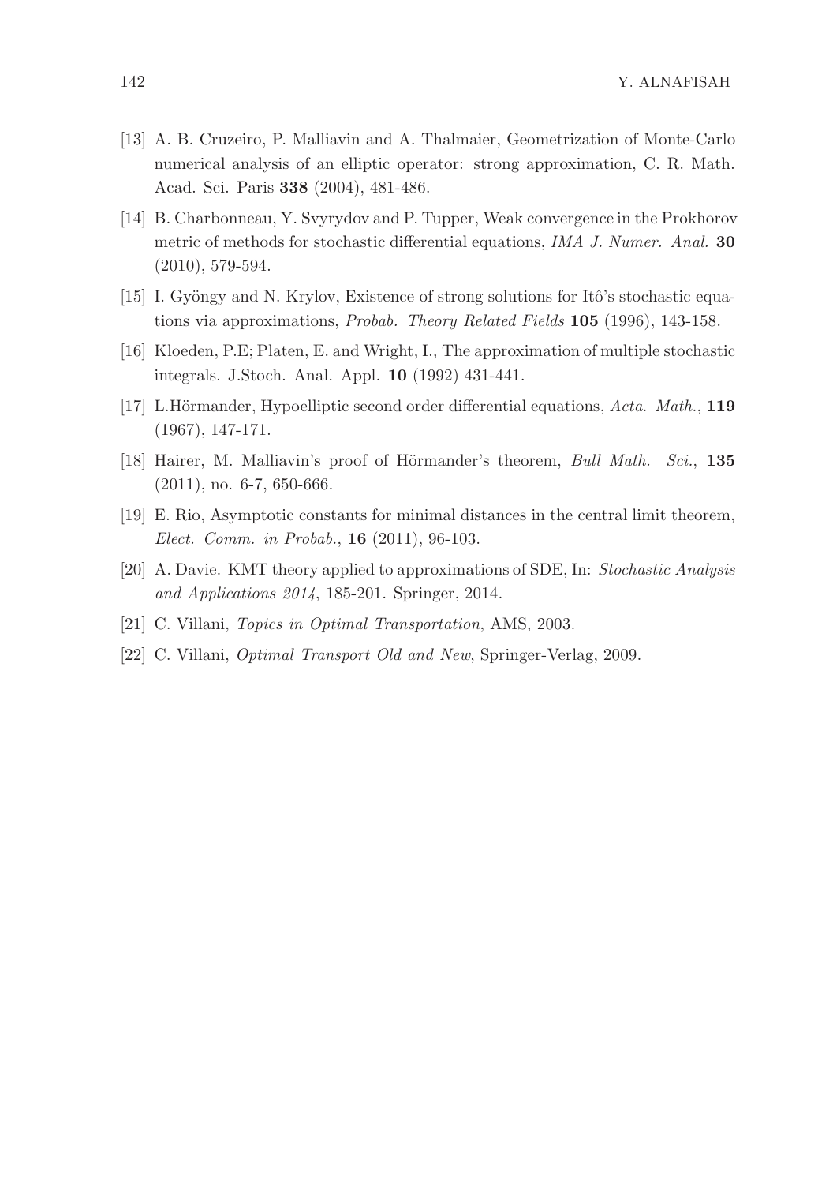[13] A. B. Cruzeiro, P. Malliavin and A. Thalmaier, Geometrization of Monte-Carlo numerical analysis of an elliptic operator: strong approximation, C. R. Math. Acad. Sci. Paris **338** (2004), 481-486.

[14] B. Charbonneau, Y. Svyrydov and P. Tupper, Weak convergence in the Prokhorov metric of methods for stochastic differential equations, *IMA J. Numer. Anal.* **30** (2010), 579-594.

[15] I. Gyöngy and N. Krylov, Existence of strong solutions for Itô's stochastic equations via approximations, *Probab. Theory Related Fields* **105** (1996), 143-158.

[16] Kloeden, P.E; Platen, E. and Wright, I., The approximation of multiple stochastic integrals. J.Stoch. Anal. Appl. **10** (1992) 431-441.

[17] L.Hörmander, Hypoelliptic second order differential equations, *Acta. Math.*, **119** (1967), 147-171.

[18] Hairer, M. Malliavin's proof of Hörmander's theorem, *Bull Math. Sci.*, **135** (2011), no. 6-7, 650-666.

[19] E. Rio, Asymptotic constants for minimal distances in the central limit theorem, *Elect. Comm. in Probab.*, **16** (2011), 96-103.

[20] A. Davie. KMT theory applied to approximations of SDE, In: *Stochastic Analysis and Applications 2014*, 185-201. Springer, 2014.

[21] C. Villani, *Topics in Optimal Transportation*, AMS, 2003.

[22] C. Villani, *Optimal Transport Old and New*, Springer-Verlag, 2009.